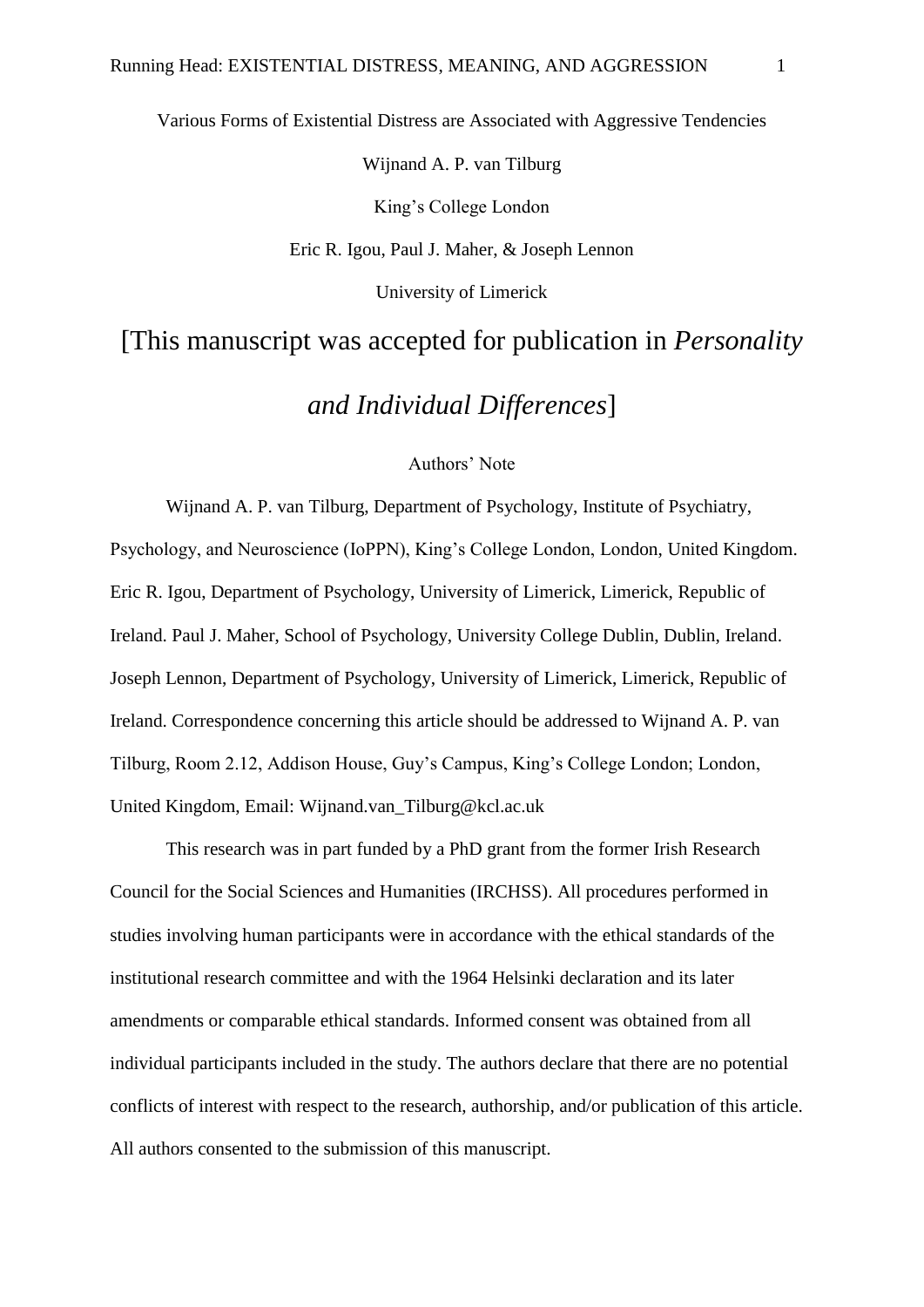# Various Forms of Existential Distress are Associated with Aggressive Tendencies

Wijnand A. P. van Tilburg

King's College London

Eric R. Igou, Paul J. Maher, & Joseph Lennon

University of Limerick

[This manuscript was accepted for publication in *Personality and Individual Differences*]

## Authors' Note

Wijnand A. P. van Tilburg, Department of Psychology, Institute of Psychiatry, Psychology, and Neuroscience (IoPPN), King's College London, London, United Kingdom. Eric R. Igou, Department of Psychology, University of Limerick, Limerick, Republic of Ireland. Paul J. Maher, School of Psychology, University College Dublin, Dublin, Ireland. Joseph Lennon, Department of Psychology, University of Limerick, Limerick, Republic of Ireland. Correspondence concerning this article should be addressed to Wijnand A. P. van Tilburg, Room 2.12, Addison House, Guy's Campus, King's College London; London, United Kingdom, Email: Wijnand.van_Tilburg@kcl.ac.uk

This research was in part funded by a PhD grant from the former Irish Research Council for the Social Sciences and Humanities (IRCHSS). All procedures performed in studies involving human participants were in accordance with the ethical standards of the institutional research committee and with the 1964 Helsinki declaration and its later amendments or comparable ethical standards. Informed consent was obtained from all individual participants included in the study. The authors declare that there are no potential conflicts of interest with respect to the research, authorship, and/or publication of this article. All authors consented to the submission of this manuscript.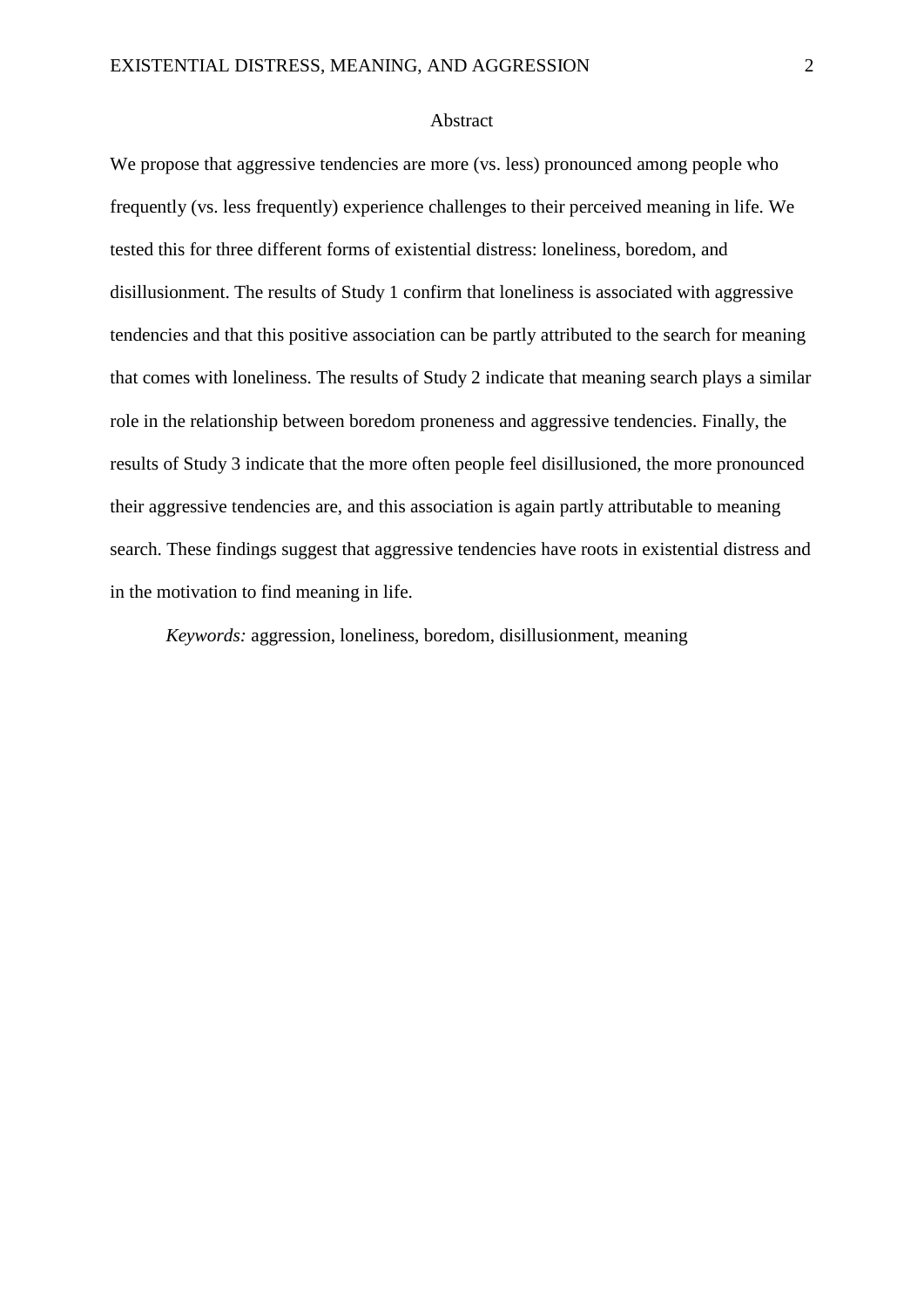# Abstract

We propose that aggressive tendencies are more (vs. less) pronounced among people who frequently (vs. less frequently) experience challenges to their perceived meaning in life. We tested this for three different forms of existential distress: loneliness, boredom, and disillusionment. The results of Study 1 confirm that loneliness is associated with aggressive tendencies and that this positive association can be partly attributed to the search for meaning that comes with loneliness. The results of Study 2 indicate that meaning search plays a similar role in the relationship between boredom proneness and aggressive tendencies. Finally, the results of Study 3 indicate that the more often people feel disillusioned, the more pronounced their aggressive tendencies are, and this association is again partly attributable to meaning search. These findings suggest that aggressive tendencies have roots in existential distress and in the motivation to find meaning in life.

*Keywords:* aggression, loneliness, boredom, disillusionment, meaning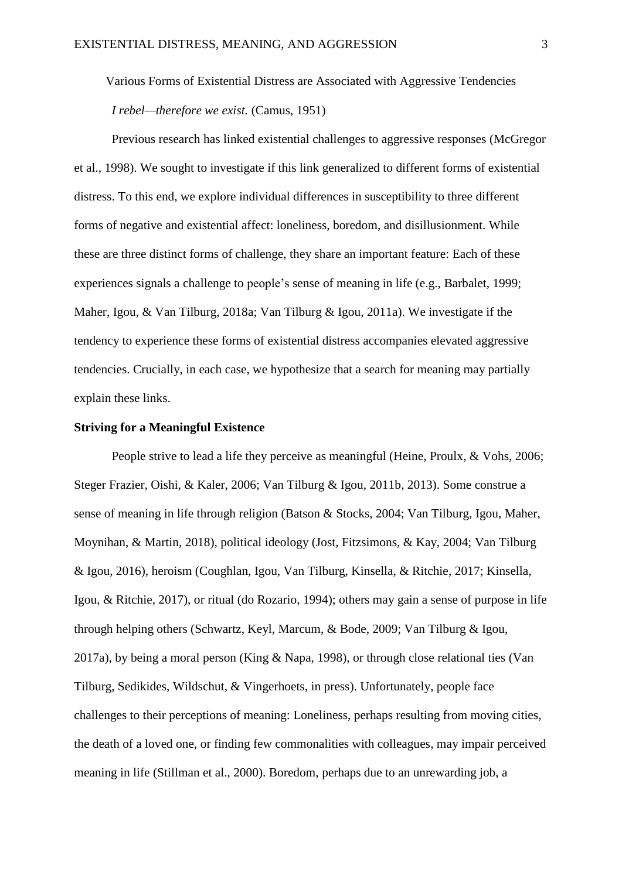Various Forms of Existential Distress are Associated with Aggressive Tendencies

*I rebel—therefore we exist.* (Camus, 1951)

Previous research has linked existential challenges to aggressive responses (McGregor et al., 1998). We sought to investigate if this link generalized to different forms of existential distress. To this end, we explore individual differences in susceptibility to three different forms of negative and existential affect: loneliness, boredom, and disillusionment. While these are three distinct forms of challenge, they share an important feature: Each of these experiences signals a challenge to people's sense of meaning in life (e.g., Barbalet, 1999; Maher, Igou, & Van Tilburg, 2018a; Van Tilburg & Igou, 2011a). We investigate if the tendency to experience these forms of existential distress accompanies elevated aggressive tendencies. Crucially, in each case, we hypothesize that a search for meaning may partially explain these links.

**Striving for a Meaningful Existence**

People strive to lead a life they perceive as meaningful (Heine, Proulx, & Vohs, 2006; Steger Frazier, Oishi, & Kaler, 2006; Van Tilburg & Igou, 2011b, 2013). Some construe a sense of meaning in life through religion (Batson & Stocks, 2004; Van Tilburg, Igou, Maher, Moynihan, & Martin, 2018), political ideology (Jost, Fitzsimons, & Kay, 2004; Van Tilburg & Igou, 2016), heroism (Coughlan, Igou, Van Tilburg, Kinsella, & Ritchie, 2017; Kinsella, Igou, & Ritchie, 2017), or ritual (do Rozario, 1994); others may gain a sense of purpose in life through helping others (Schwartz, Keyl, Marcum, & Bode, 2009; Van Tilburg & Igou, 2017a), by being a moral person (King & Napa, 1998), or through close relational ties (Van Tilburg, Sedikides, Wildschut, & Vingerhoets, in press). Unfortunately, people face challenges to their perceptions of meaning: Loneliness, perhaps resulting from moving cities, the death of a loved one, or finding few commonalities with colleagues, may impair perceived meaning in life (Stillman et al., 2000). Boredom, perhaps due to an unrewarding job, a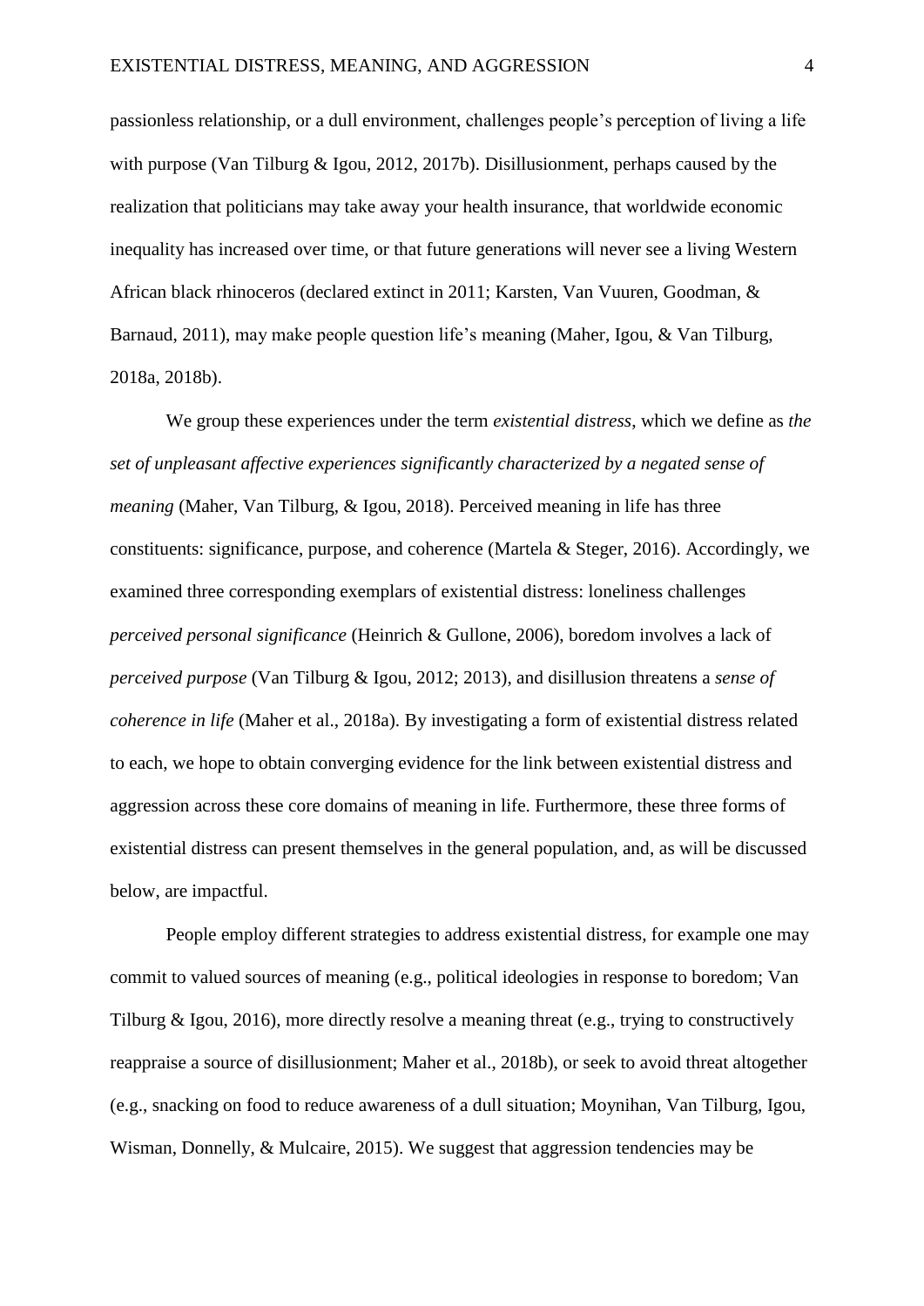passionless relationship, or a dull environment, challenges people's perception of living a life with purpose (Van Tilburg & Igou, 2012, 2017b). Disillusionment, perhaps caused by the realization that politicians may take away your health insurance, that worldwide economic inequality has increased over time, or that future generations will never see a living Western African black rhinoceros (declared extinct in 2011; Karsten, Van Vuuren, Goodman, & Barnaud, 2011), may make people question life's meaning (Maher, Igou, & Van Tilburg, 2018a, 2018b).

We group these experiences under the term *existential distress*, which we define as *the set of unpleasant affective experiences significantly characterized by a negated sense of meaning* (Maher, Van Tilburg, & Igou, 2018). Perceived meaning in life has three constituents: significance, purpose, and coherence (Martela & Steger, 2016). Accordingly, we examined three corresponding exemplars of existential distress: loneliness challenges *perceived personal significance* (Heinrich & Gullone, 2006), boredom involves a lack of *perceived purpose* (Van Tilburg & Igou, 2012; 2013), and disillusion threatens a *sense of coherence in life* (Maher et al., 2018a). By investigating a form of existential distress related to each, we hope to obtain converging evidence for the link between existential distress and aggression across these core domains of meaning in life. Furthermore, these three forms of existential distress can present themselves in the general population, and, as will be discussed below, are impactful.

People employ different strategies to address existential distress, for example one may commit to valued sources of meaning (e.g., political ideologies in response to boredom; Van Tilburg & Igou, 2016), more directly resolve a meaning threat (e.g., trying to constructively reappraise a source of disillusionment; Maher et al., 2018b), or seek to avoid threat altogether (e.g., snacking on food to reduce awareness of a dull situation; Moynihan, Van Tilburg, Igou, Wisman, Donnelly, & Mulcaire, 2015). We suggest that aggression tendencies may be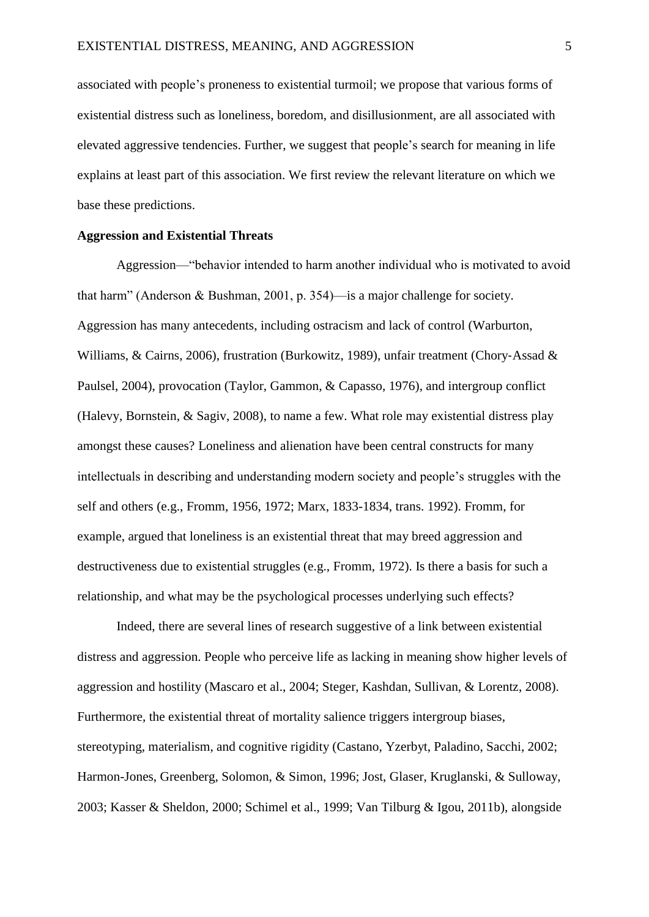associated with people's proneness to existential turmoil; we propose that various forms of existential distress such as loneliness, boredom, and disillusionment, are all associated with elevated aggressive tendencies. Further, we suggest that people's search for meaning in life explains at least part of this association. We first review the relevant literature on which we base these predictions.

**Aggression and Existential Threats**

Aggression—"behavior intended to harm another individual who is motivated to avoid that harm" (Anderson & Bushman, 2001, p. 354)—is a major challenge for society. Aggression has many antecedents, including ostracism and lack of control (Warburton, Williams, & Cairns, 2006), frustration (Burkowitz, 1989), unfair treatment (Chory-Assad & Paulsel, 2004), provocation (Taylor, Gammon, & Capasso, 1976), and intergroup conflict (Halevy, Bornstein, & Sagiv, 2008), to name a few. What role may existential distress play amongst these causes? Loneliness and alienation have been central constructs for many intellectuals in describing and understanding modern society and people's struggles with the self and others (e.g., Fromm, 1956, 1972; Marx, 1833-1834, trans. 1992). Fromm, for example, argued that loneliness is an existential threat that may breed aggression and destructiveness due to existential struggles (e.g., Fromm, 1972). Is there a basis for such a relationship, and what may be the psychological processes underlying such effects?

Indeed, there are several lines of research suggestive of a link between existential distress and aggression. People who perceive life as lacking in meaning show higher levels of aggression and hostility (Mascaro et al., 2004; Steger, Kashdan, Sullivan, & Lorentz, 2008). Furthermore, the existential threat of mortality salience triggers intergroup biases, stereotyping, materialism, and cognitive rigidity (Castano, Yzerbyt, Paladino, Sacchi, 2002; Harmon-Jones, Greenberg, Solomon, & Simon, 1996; Jost, Glaser, Kruglanski, & Sulloway, 2003; Kasser & Sheldon, 2000; Schimel et al., 1999; Van Tilburg & Igou, 2011b), alongside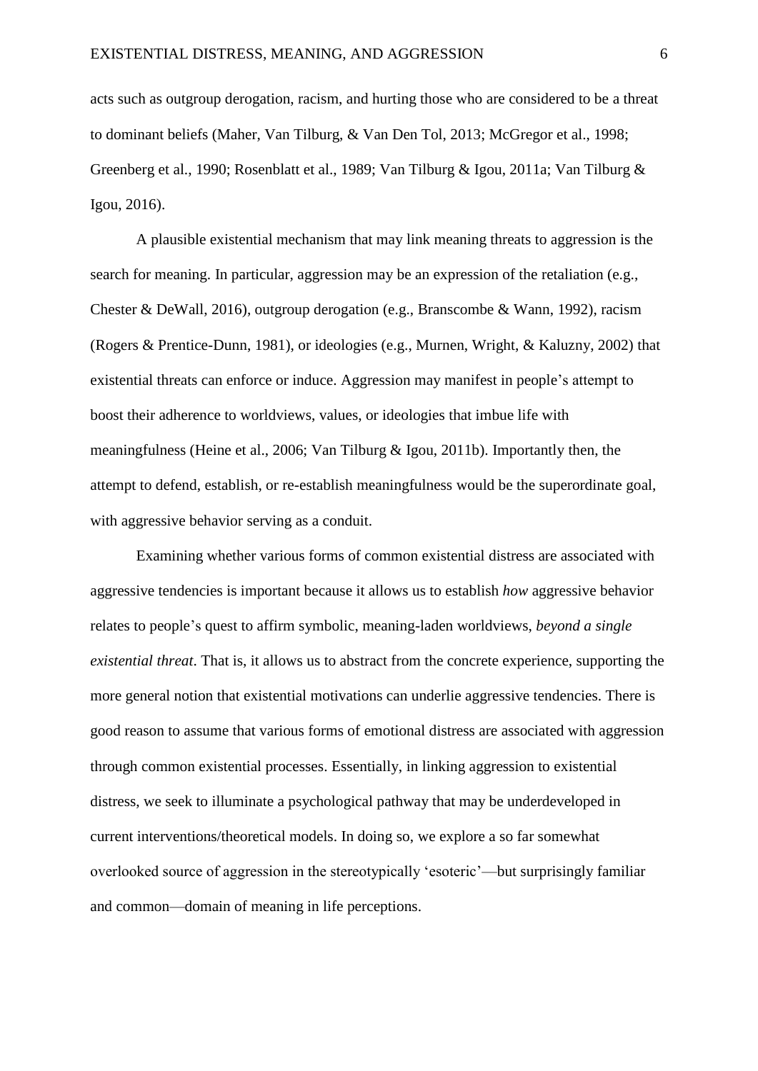acts such as outgroup derogation, racism, and hurting those who are considered to be a threat to dominant beliefs (Maher, Van Tilburg, & Van Den Tol, 2013; McGregor et al., 1998; Greenberg et al., 1990; Rosenblatt et al., 1989; Van Tilburg & Igou, 2011a; Van Tilburg & Igou, 2016).

A plausible existential mechanism that may link meaning threats to aggression is the search for meaning. In particular, aggression may be an expression of the retaliation (e.g., Chester & DeWall, 2016), outgroup derogation (e.g., Branscombe & Wann, 1992), racism (Rogers & Prentice-Dunn, 1981), or ideologies (e.g., Murnen, Wright, & Kaluzny, 2002) that existential threats can enforce or induce. Aggression may manifest in people's attempt to boost their adherence to worldviews, values, or ideologies that imbue life with meaningfulness (Heine et al., 2006; Van Tilburg & Igou, 2011b). Importantly then, the attempt to defend, establish, or re-establish meaningfulness would be the superordinate goal, with aggressive behavior serving as a conduit.

Examining whether various forms of common existential distress are associated with aggressive tendencies is important because it allows us to establish *how* aggressive behavior relates to people's quest to affirm symbolic, meaning-laden worldviews, *beyond a single existential threat*. That is, it allows us to abstract from the concrete experience, supporting the more general notion that existential motivations can underlie aggressive tendencies. There is good reason to assume that various forms of emotional distress are associated with aggression through common existential processes. Essentially, in linking aggression to existential distress, we seek to illuminate a psychological pathway that may be underdeveloped in current interventions/theoretical models. In doing so, we explore a so far somewhat overlooked source of aggression in the stereotypically 'esoteric'—but surprisingly familiar and common—domain of meaning in life perceptions.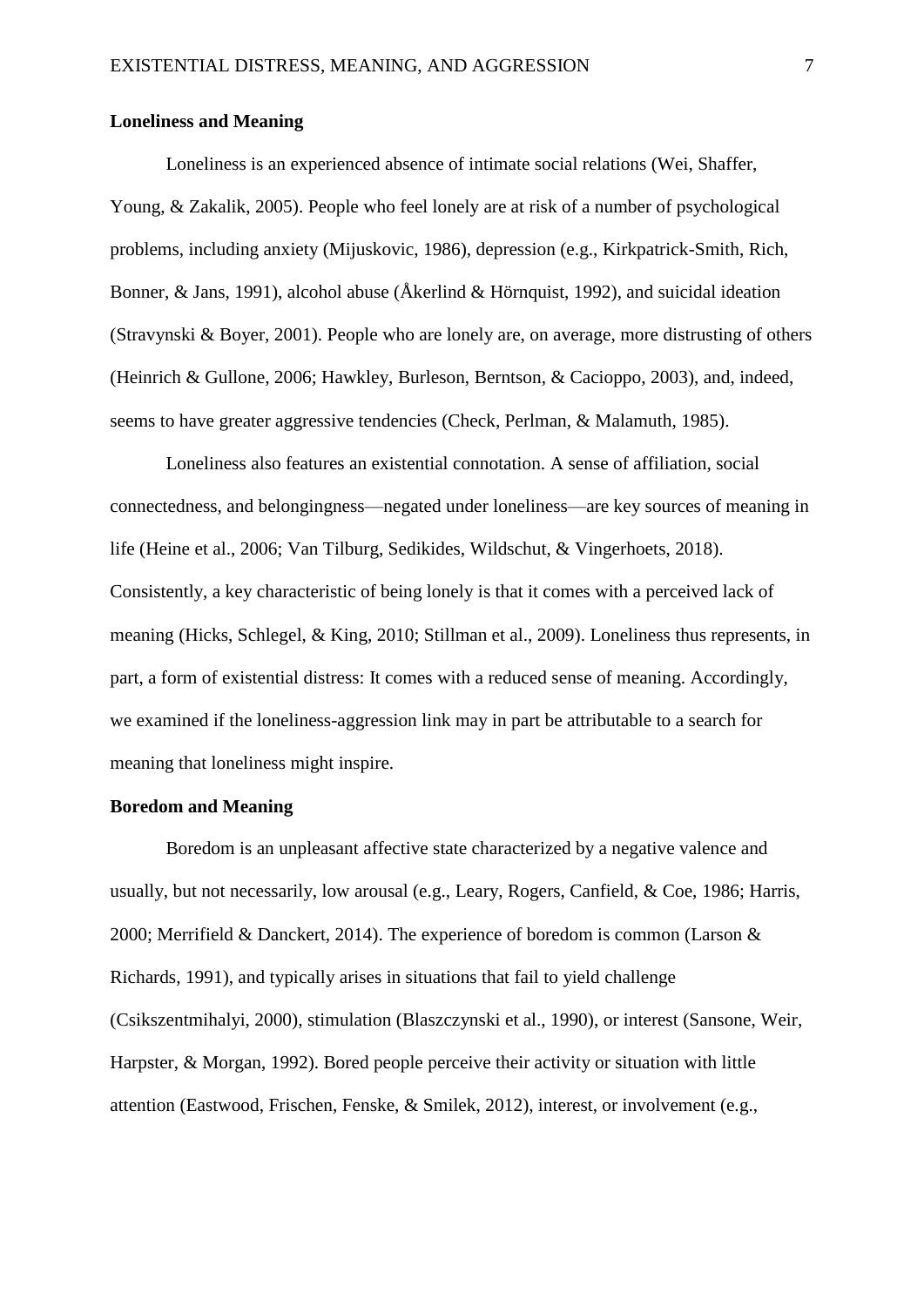**Loneliness and Meaning**

Loneliness is an experienced absence of intimate social relations (Wei, Shaffer, Young, & Zakalik, 2005). People who feel lonely are at risk of a number of psychological problems, including anxiety (Mijuskovic, 1986), depression (e.g., Kirkpatrick-Smith, Rich, Bonner, & Jans, 1991), alcohol abuse (Åkerlind & Hörnquist, 1992), and suicidal ideation (Stravynski & Boyer, 2001). People who are lonely are, on average, more distrusting of others (Heinrich & Gullone, 2006; Hawkley, Burleson, Berntson, & Cacioppo, 2003), and, indeed, seems to have greater aggressive tendencies (Check, Perlman, & Malamuth, 1985).

Loneliness also features an existential connotation. A sense of affiliation, social connectedness, and belongingness—negated under loneliness—are key sources of meaning in life (Heine et al., 2006; Van Tilburg, Sedikides, Wildschut, & Vingerhoets, 2018). Consistently, a key characteristic of being lonely is that it comes with a perceived lack of meaning (Hicks, Schlegel, & King, 2010; Stillman et al., 2009). Loneliness thus represents, in part, a form of existential distress: It comes with a reduced sense of meaning. Accordingly, we examined if the loneliness-aggression link may in part be attributable to a search for meaning that loneliness might inspire.

**Boredom and Meaning**

Boredom is an unpleasant affective state characterized by a negative valence and usually, but not necessarily, low arousal (e.g., Leary, Rogers, Canfield, & Coe, 1986; Harris, 2000; Merrifield & Danckert, 2014). The experience of boredom is common (Larson & Richards, 1991), and typically arises in situations that fail to yield challenge (Csikszentmihalyi, 2000), stimulation (Blaszczynski et al., 1990), or interest (Sansone, Weir, Harpster, & Morgan, 1992). Bored people perceive their activity or situation with little attention (Eastwood, Frischen, Fenske, & Smilek, 2012), interest, or involvement (e.g.,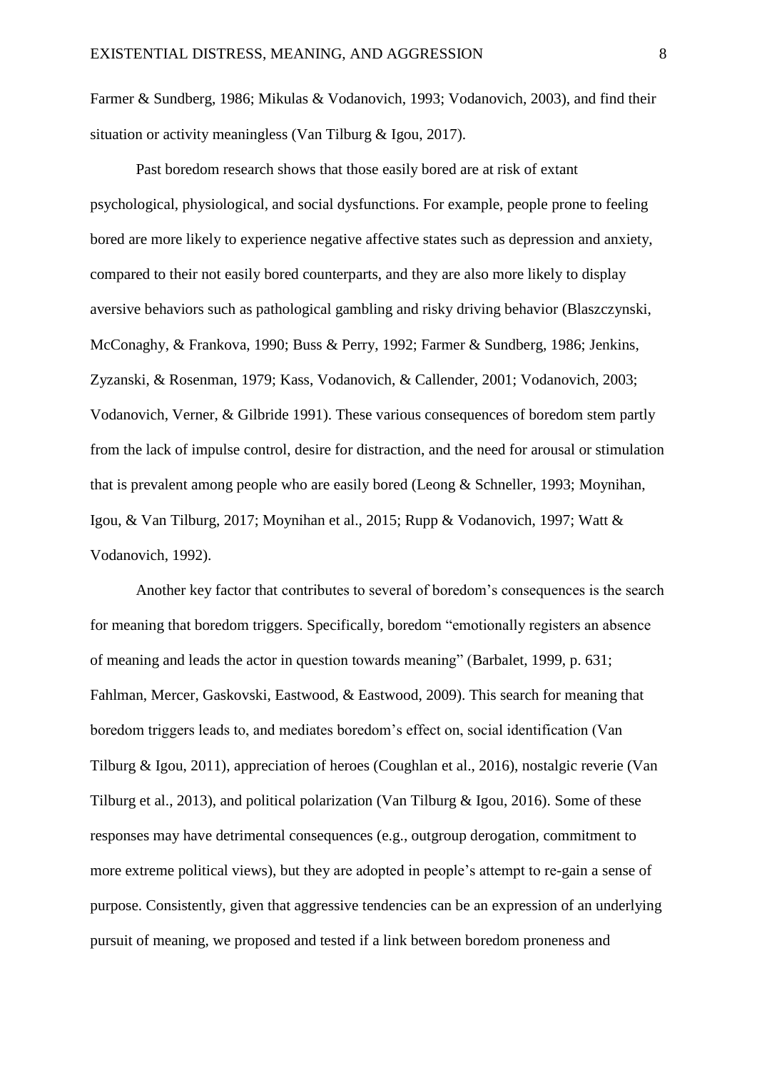Farmer & Sundberg, 1986; Mikulas & Vodanovich, 1993; Vodanovich, 2003), and find their situation or activity meaningless (Van Tilburg & Igou, 2017).

Past boredom research shows that those easily bored are at risk of extant psychological, physiological, and social dysfunctions. For example, people prone to feeling bored are more likely to experience negative affective states such as depression and anxiety, compared to their not easily bored counterparts, and they are also more likely to display aversive behaviors such as pathological gambling and risky driving behavior (Blaszczynski, McConaghy, & Frankova, 1990; Buss & Perry, 1992; Farmer & Sundberg, 1986; Jenkins, Zyzanski, & Rosenman, 1979; Kass, Vodanovich, & Callender, 2001; Vodanovich, 2003; Vodanovich, Verner, & Gilbride 1991). These various consequences of boredom stem partly from the lack of impulse control, desire for distraction, and the need for arousal or stimulation that is prevalent among people who are easily bored (Leong & Schneller, 1993; Moynihan, Igou, & Van Tilburg, 2017; Moynihan et al., 2015; Rupp & Vodanovich, 1997; Watt & Vodanovich, 1992).

Another key factor that contributes to several of boredom's consequences is the search for meaning that boredom triggers. Specifically, boredom "emotionally registers an absence of meaning and leads the actor in question towards meaning" (Barbalet, 1999, p. 631; Fahlman, Mercer, Gaskovski, Eastwood, & Eastwood, 2009). This search for meaning that boredom triggers leads to, and mediates boredom's effect on, social identification (Van Tilburg & Igou, 2011), appreciation of heroes (Coughlan et al., 2016), nostalgic reverie (Van Tilburg et al., 2013), and political polarization (Van Tilburg & Igou, 2016). Some of these responses may have detrimental consequences (e.g., outgroup derogation, commitment to more extreme political views), but they are adopted in people's attempt to re-gain a sense of purpose. Consistently, given that aggressive tendencies can be an expression of an underlying pursuit of meaning, we proposed and tested if a link between boredom proneness and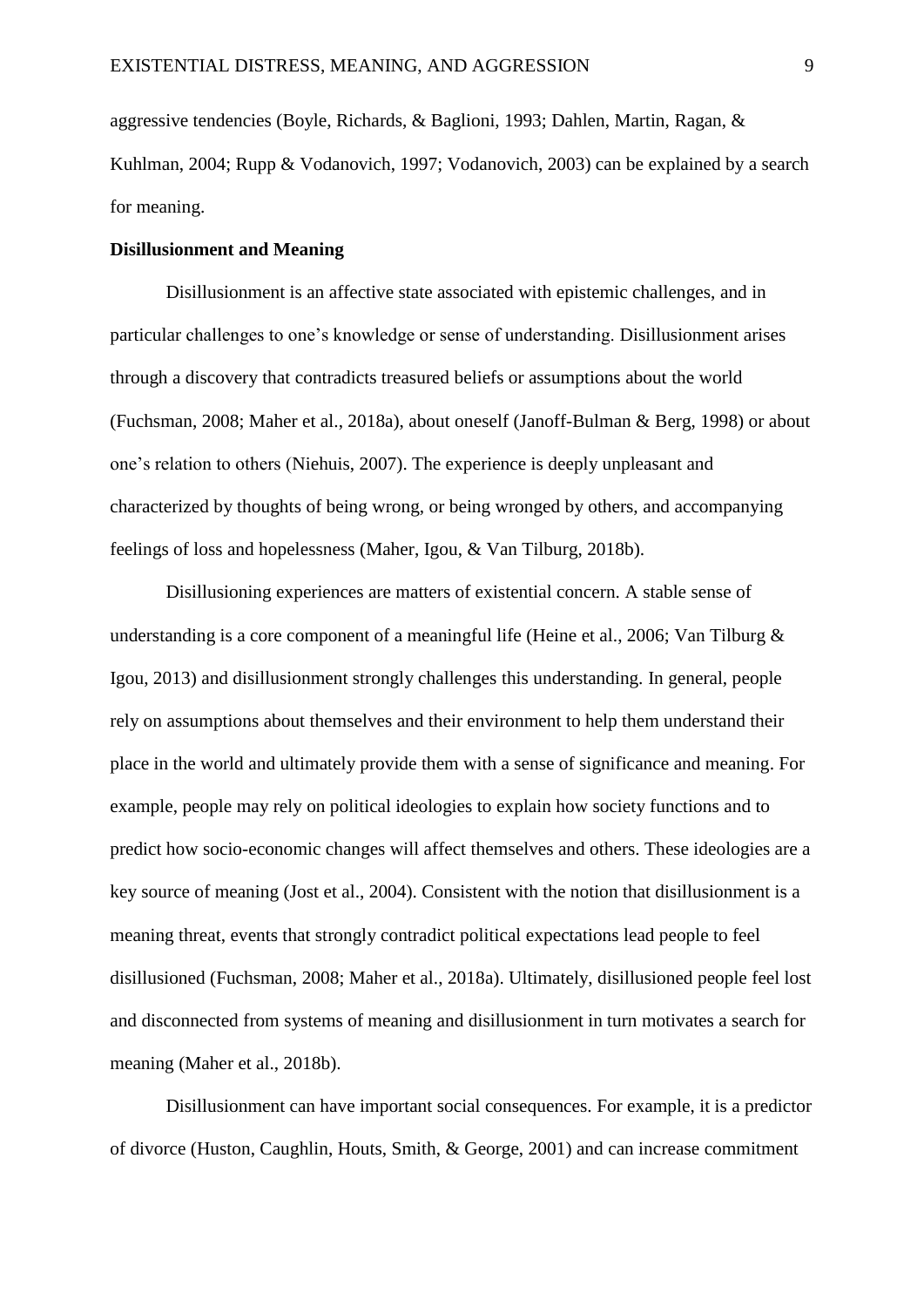aggressive tendencies (Boyle, Richards, & Baglioni, 1993; Dahlen, Martin, Ragan, & Kuhlman, 2004; Rupp & Vodanovich, 1997; Vodanovich, 2003) can be explained by a search for meaning.

**Disillusionment and Meaning**

Disillusionment is an affective state associated with epistemic challenges, and in particular challenges to one's knowledge or sense of understanding. Disillusionment arises through a discovery that contradicts treasured beliefs or assumptions about the world (Fuchsman, 2008; Maher et al., 2018a), about oneself (Janoff-Bulman & Berg, 1998) or about one's relation to others (Niehuis, 2007). The experience is deeply unpleasant and characterized by thoughts of being wrong, or being wronged by others, and accompanying feelings of loss and hopelessness (Maher, Igou, & Van Tilburg, 2018b).

Disillusioning experiences are matters of existential concern. A stable sense of understanding is a core component of a meaningful life (Heine et al., 2006; Van Tilburg & Igou, 2013) and disillusionment strongly challenges this understanding. In general, people rely on assumptions about themselves and their environment to help them understand their place in the world and ultimately provide them with a sense of significance and meaning. For example, people may rely on political ideologies to explain how society functions and to predict how socio-economic changes will affect themselves and others. These ideologies are a key source of meaning (Jost et al., 2004). Consistent with the notion that disillusionment is a meaning threat, events that strongly contradict political expectations lead people to feel disillusioned (Fuchsman, 2008; Maher et al., 2018a). Ultimately, disillusioned people feel lost and disconnected from systems of meaning and disillusionment in turn motivates a search for meaning (Maher et al., 2018b).

Disillusionment can have important social consequences. For example, it is a predictor of divorce (Huston, Caughlin, Houts, Smith, & George, 2001) and can increase commitment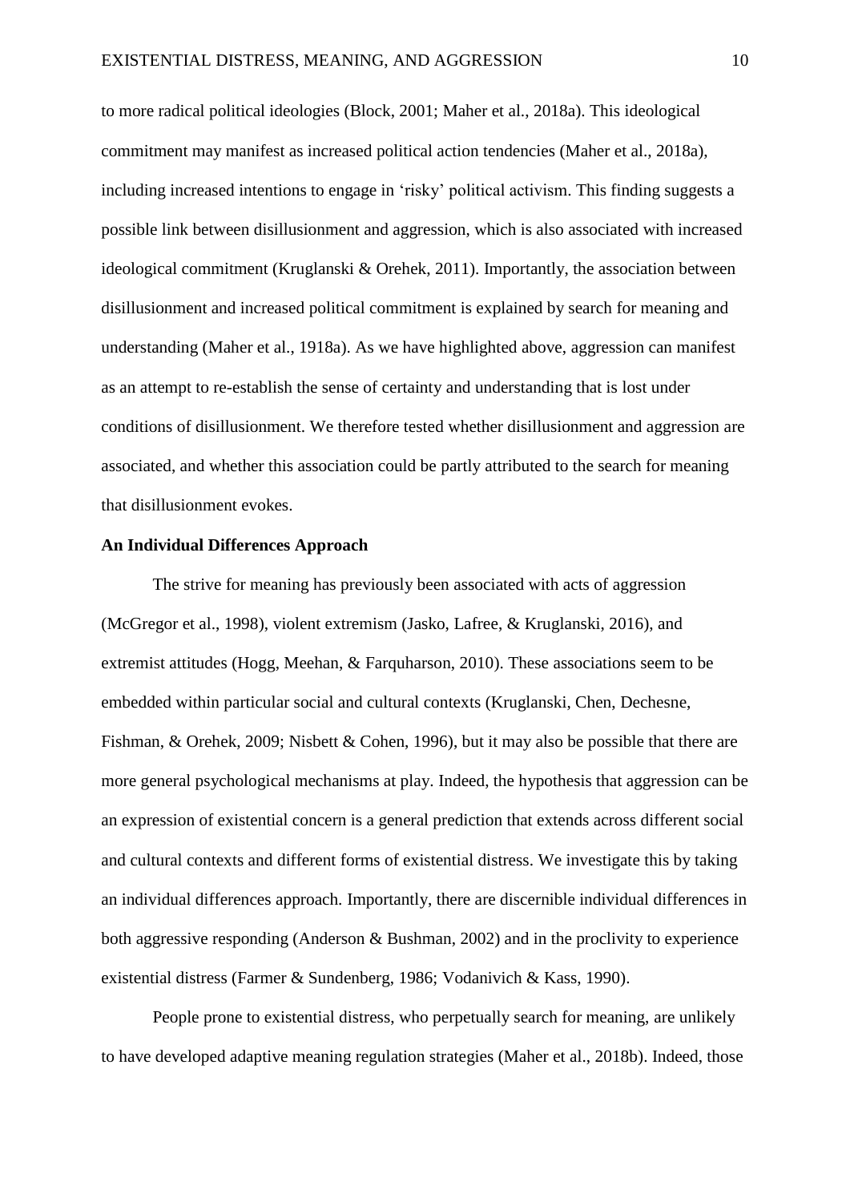to more radical political ideologies (Block, 2001; Maher et al., 2018a). This ideological commitment may manifest as increased political action tendencies (Maher et al., 2018a), including increased intentions to engage in 'risky' political activism. This finding suggests a possible link between disillusionment and aggression, which is also associated with increased ideological commitment (Kruglanski & Orehek, 2011). Importantly, the association between disillusionment and increased political commitment is explained by search for meaning and understanding (Maher et al., 1918a). As we have highlighted above, aggression can manifest as an attempt to re-establish the sense of certainty and understanding that is lost under conditions of disillusionment. We therefore tested whether disillusionment and aggression are associated, and whether this association could be partly attributed to the search for meaning that disillusionment evokes.

**An Individual Differences Approach**

The strive for meaning has previously been associated with acts of aggression (McGregor et al., 1998), violent extremism (Jasko, Lafree, & Kruglanski, 2016), and extremist attitudes (Hogg, Meehan, & Farquharson, 2010). These associations seem to be embedded within particular social and cultural contexts (Kruglanski, Chen, Dechesne, Fishman, & Orehek, 2009; Nisbett & Cohen, 1996), but it may also be possible that there are more general psychological mechanisms at play. Indeed, the hypothesis that aggression can be an expression of existential concern is a general prediction that extends across different social and cultural contexts and different forms of existential distress. We investigate this by taking an individual differences approach. Importantly, there are discernible individual differences in both aggressive responding (Anderson & Bushman, 2002) and in the proclivity to experience existential distress (Farmer & Sundenberg, 1986; Vodanivich & Kass, 1990).

People prone to existential distress, who perpetually search for meaning, are unlikely to have developed adaptive meaning regulation strategies (Maher et al., 2018b). Indeed, those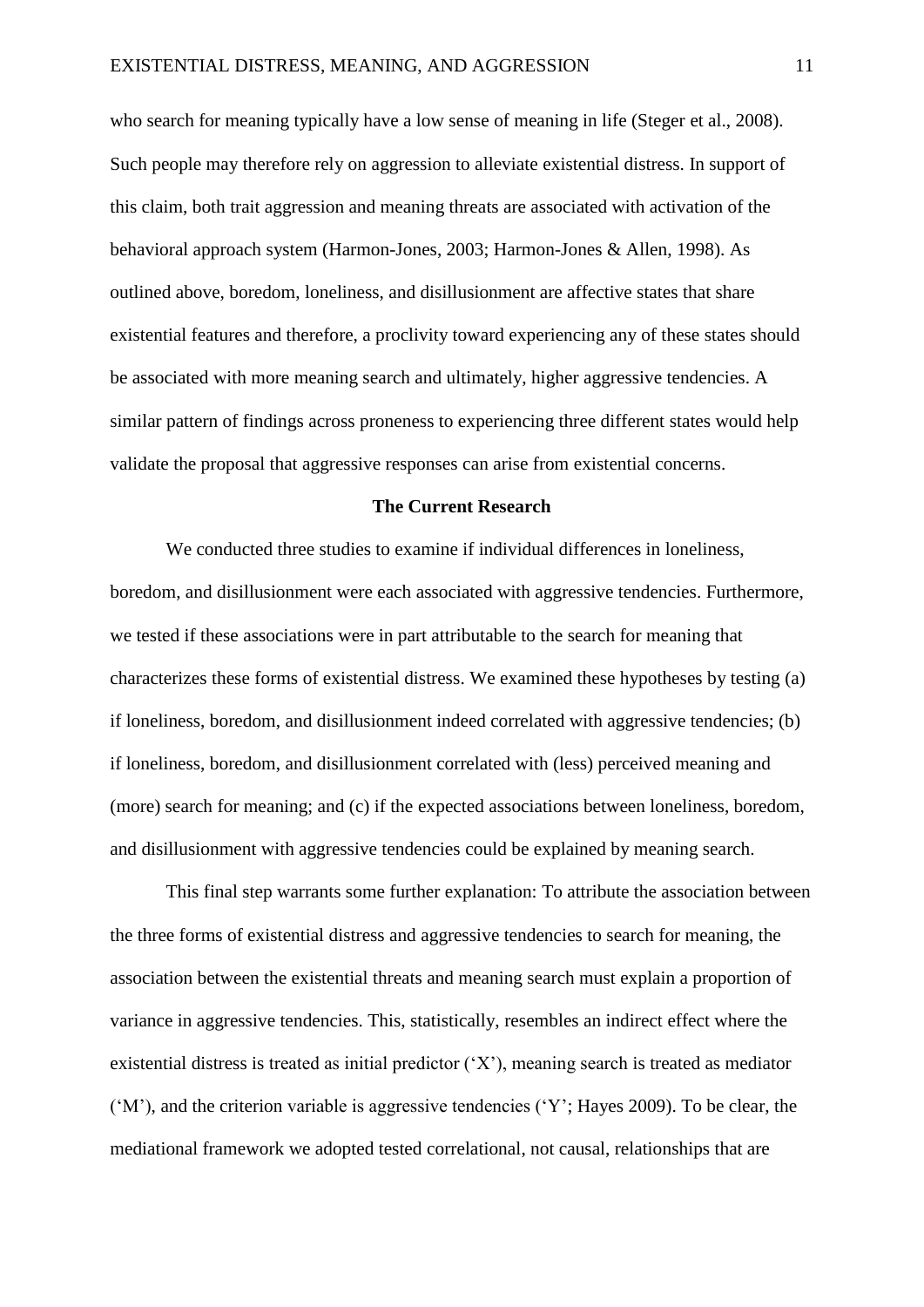who search for meaning typically have a low sense of meaning in life (Steger et al., 2008). Such people may therefore rely on aggression to alleviate existential distress. In support of this claim, both trait aggression and meaning threats are associated with activation of the behavioral approach system (Harmon-Jones, 2003; Harmon-Jones & Allen, 1998). As outlined above, boredom, loneliness, and disillusionment are affective states that share existential features and therefore, a proclivity toward experiencing any of these states should be associated with more meaning search and ultimately, higher aggressive tendencies. A similar pattern of findings across proneness to experiencing three different states would help validate the proposal that aggressive responses can arise from existential concerns.

## The Current Research

We conducted three studies to examine if individual differences in loneliness, boredom, and disillusionment were each associated with aggressive tendencies. Furthermore, we tested if these associations were in part attributable to the search for meaning that characterizes these forms of existential distress. We examined these hypotheses by testing (a) if loneliness, boredom, and disillusionment indeed correlated with aggressive tendencies; (b) if loneliness, boredom, and disillusionment correlated with (less) perceived meaning and (more) search for meaning; and (c) if the expected associations between loneliness, boredom, and disillusionment with aggressive tendencies could be explained by meaning search.

This final step warrants some further explanation: To attribute the association between the three forms of existential distress and aggressive tendencies to search for meaning, the association between the existential threats and meaning search must explain a proportion of variance in aggressive tendencies. This, statistically, resembles an indirect effect where the existential distress is treated as initial predictor ('X'), meaning search is treated as mediator ('M'), and the criterion variable is aggressive tendencies ('Y'; Hayes 2009). To be clear, the mediational framework we adopted tested correlational, not causal, relationships that are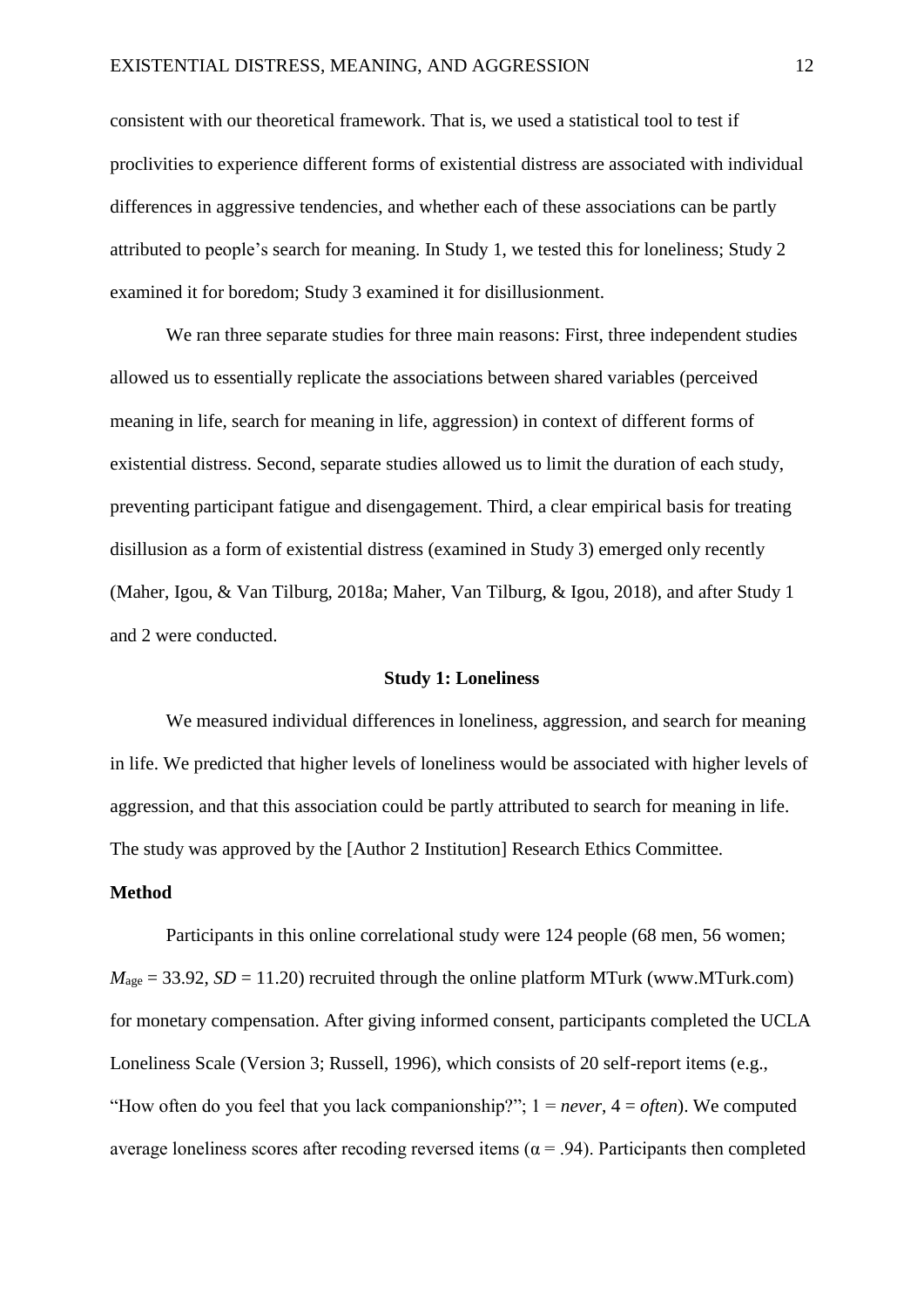consistent with our theoretical framework. That is, we used a statistical tool to test if proclivities to experience different forms of existential distress are associated with individual differences in aggressive tendencies, and whether each of these associations can be partly attributed to people's search for meaning. In Study 1, we tested this for loneliness; Study 2 examined it for boredom; Study 3 examined it for disillusionment.

We ran three separate studies for three main reasons: First, three independent studies allowed us to essentially replicate the associations between shared variables (perceived meaning in life, search for meaning in life, aggression) in context of different forms of existential distress. Second, separate studies allowed us to limit the duration of each study, preventing participant fatigue and disengagement. Third, a clear empirical basis for treating disillusion as a form of existential distress (examined in Study 3) emerged only recently (Maher, Igou, & Van Tilburg, 2018a; Maher, Van Tilburg, & Igou, 2018), and after Study 1 and 2 were conducted.

## Study 1: Loneliness

We measured individual differences in loneliness, aggression, and search for meaning in life. We predicted that higher levels of loneliness would be associated with higher levels of aggression, and that this association could be partly attributed to search for meaning in life. The study was approved by the [Author 2 Institution] Research Ethics Committee.

### Method

Participants in this online correlational study were 124 people (68 men, 56 women; $M_{\text{age}} = 33.92$, $SD = 11.20$) recruited through the online platform MTurk (www.MTurk.com) for monetary compensation. After giving informed consent, participants completed the UCLA Loneliness Scale (Version 3; Russell, 1996), which consists of 20 self-report items (e.g., "How often do you feel that you lack companionship?"; 1 = *never*, 4 = *often*). We computed average loneliness scores after recoding reversed items ($\alpha = .94$). Participants then completed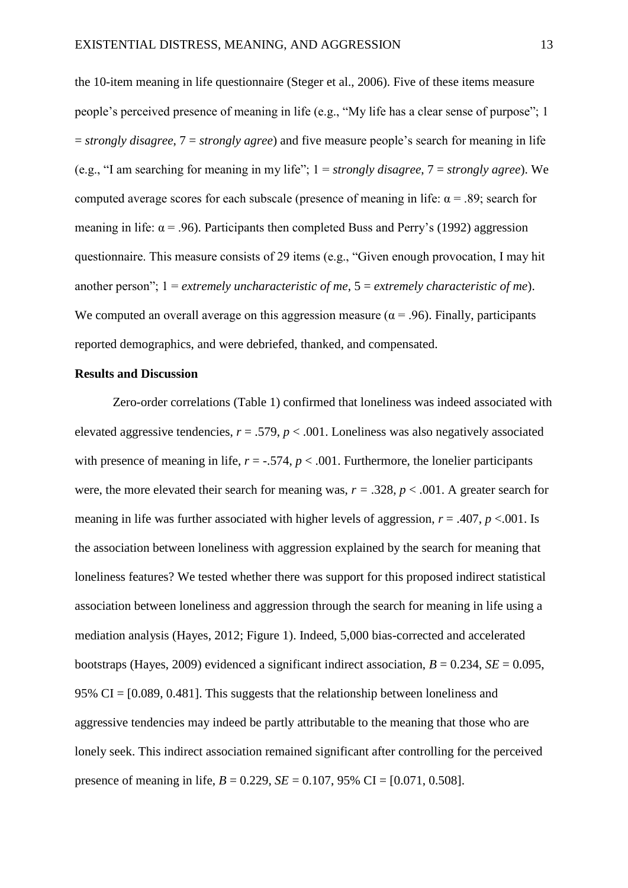the 10-item meaning in life questionnaire (Steger et al., 2006). Five of these items measure people's perceived presence of meaning in life (e.g., "My life has a clear sense of purpose"; 1 = *strongly disagree*, 7 = *strongly agree*) and five measure people's search for meaning in life (e.g., "I am searching for meaning in my life"; 1 = *strongly disagree*, 7 = *strongly agree*). We computed average scores for each subscale (presence of meaning in life: $\alpha = .89$; search for meaning in life: $\alpha = .96$). Participants then completed Buss and Perry's (1992) aggression questionnaire. This measure consists of 29 items (e.g., "Given enough provocation, I may hit another person"; 1 = *extremely uncharacteristic of me*, 5 = *extremely characteristic of me*). We computed an overall average on this aggression measure ($\alpha = .96$). Finally, participants reported demographics, and were debriefed, thanked, and compensated.

**Results and Discussion**

Zero-order correlations (Table 1) confirmed that loneliness was indeed associated with elevated aggressive tendencies, $r = .579$, $p < .001$. Loneliness was also negatively associated with presence of meaning in life, $r = -.574$, $p < .001$. Furthermore, the lonelier participants were, the more elevated their search for meaning was, $r = .328$, $p < .001$. A greater search for meaning in life was further associated with higher levels of aggression, $r = .407$, $p < .001$. Is the association between loneliness with aggression explained by the search for meaning that loneliness features? We tested whether there was support for this proposed indirect statistical association between loneliness and aggression through the search for meaning in life using a mediation analysis (Hayes, 2012; Figure 1). Indeed, 5,000 bias-corrected and accelerated bootstraps (Hayes, 2009) evidenced a significant indirect association, $B = 0.234$, $SE = 0.095$, 95% CI = [0.089, 0.481]. This suggests that the relationship between loneliness and aggressive tendencies may indeed be partly attributable to the meaning that those who are lonely seek. This indirect association remained significant after controlling for the perceived presence of meaning in life, $B = 0.229$, $SE = 0.107$, 95% CI = [0.071, 0.508].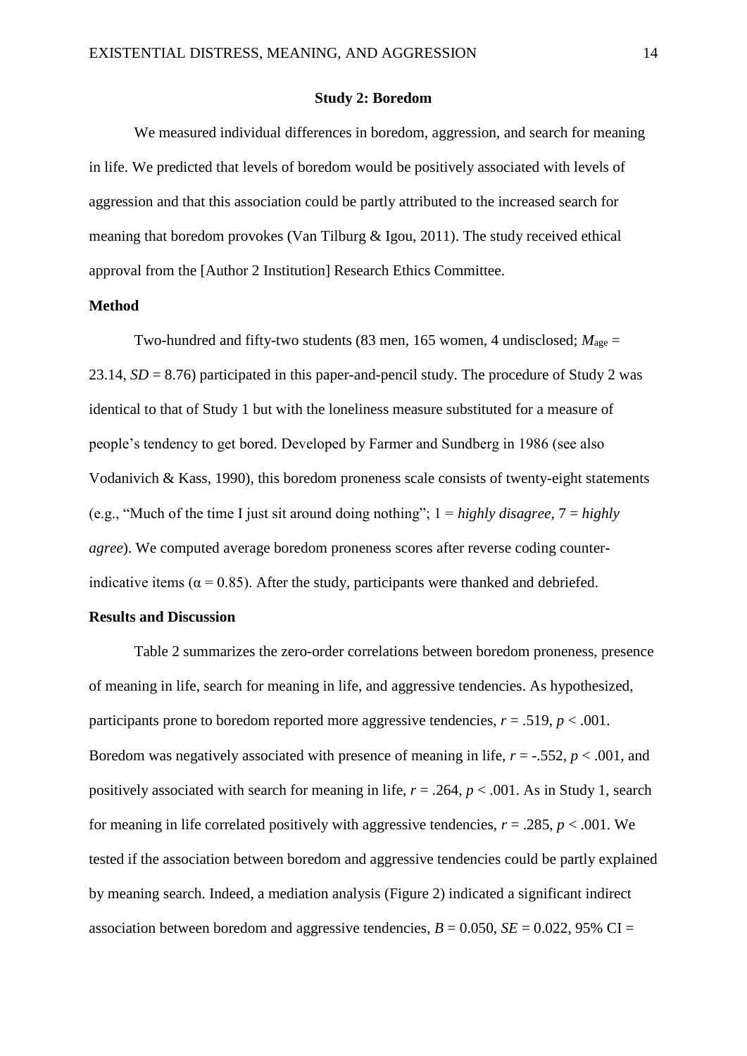## Study 2: Boredom

We measured individual differences in boredom, aggression, and search for meaning in life. We predicted that levels of boredom would be positively associated with levels of aggression and that this association could be partly attributed to the increased search for meaning that boredom provokes (Van Tilburg & Igou, 2011). The study received ethical approval from the [Author 2 Institution] Research Ethics Committee.

### Method

Two-hundred and fifty-two students (83 men, 165 women, 4 undisclosed; $M_{\text{age}}$ = 23.14, *SD* = 8.76) participated in this paper-and-pencil study. The procedure of Study 2 was identical to that of Study 1 but with the loneliness measure substituted for a measure of people's tendency to get bored. Developed by Farmer and Sundberg in 1986 (see also Vodanivich & Kass, 1990), this boredom proneness scale consists of twenty-eight statements (e.g., "Much of the time I just sit around doing nothing"; 1 = *highly disagree*, 7 = *highly agree*). We computed average boredom proneness scores after reverse coding counter-indicative items ($\alpha$ = 0.85). After the study, participants were thanked and debriefed.

### Results and Discussion

Table 2 summarizes the zero-order correlations between boredom proneness, presence of meaning in life, search for meaning in life, and aggressive tendencies. As hypothesized, participants prone to boredom reported more aggressive tendencies, $r = .519$, $p < .001$. Boredom was negatively associated with presence of meaning in life, $r = -.552$, $p < .001$, and positively associated with search for meaning in life, $r = .264$, $p < .001$. As in Study 1, search for meaning in life correlated positively with aggressive tendencies, $r = .285$, $p < .001$. We tested if the association between boredom and aggressive tendencies could be partly explained by meaning search. Indeed, a mediation analysis (Figure 2) indicated a significant indirect association between boredom and aggressive tendencies, $B = 0.050$, $SE = 0.022$, 95% CI =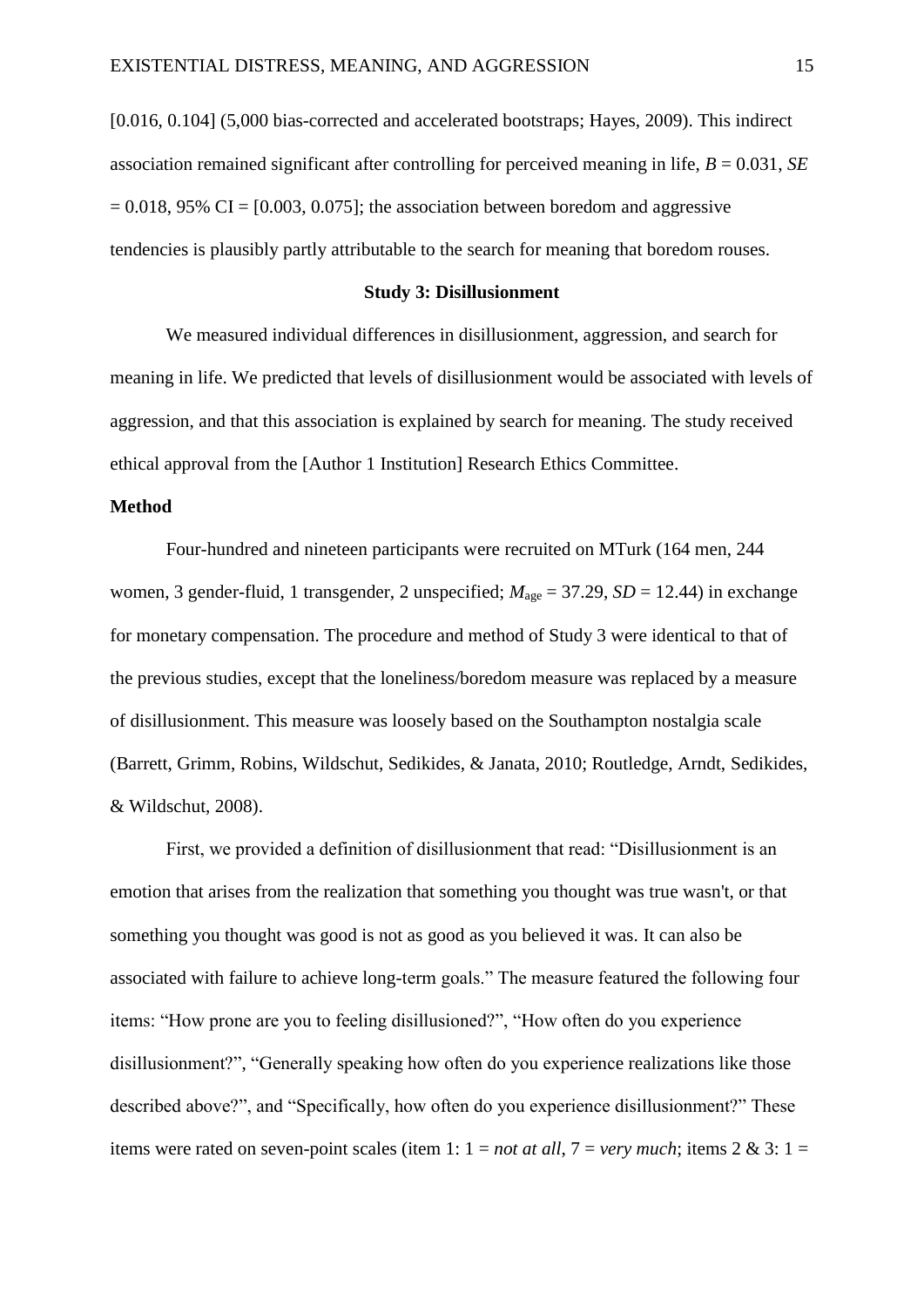[0.016, 0.104] (5,000 bias-corrected and accelerated bootstraps; Hayes, 2009). This indirect association remained significant after controlling for perceived meaning in life, $B = 0.031$, $SE = 0.018$, 95% CI = [0.003, 0.075]; the association between boredom and aggressive tendencies is plausibly partly attributable to the search for meaning that boredom rouses.

## Study 3: Disillusionment

We measured individual differences in disillusionment, aggression, and search for meaning in life. We predicted that levels of disillusionment would be associated with levels of aggression, and that this association is explained by search for meaning. The study received ethical approval from the [Author 1 Institution] Research Ethics Committee.

### Method

Four-hundred and nineteen participants were recruited on MTurk (164 men, 244 women, 3 gender-fluid, 1 transgender, 2 unspecified; $M_{\text{age}} = 37.29$, $SD = 12.44$) in exchange for monetary compensation. The procedure and method of Study 3 were identical to that of the previous studies, except that the loneliness/boredom measure was replaced by a measure of disillusionment. This measure was loosely based on the Southampton nostalgia scale (Barrett, Grimm, Robins, Wildschut, Sedikides, & Janata, 2010; Routledge, Arndt, Sedikides, & Wildschut, 2008).

First, we provided a definition of disillusionment that read: "Disillusionment is an emotion that arises from the realization that something you thought was true wasn't, or that something you thought was good is not as good as you believed it was. It can also be associated with failure to achieve long-term goals." The measure featured the following four items: "How prone are you to feeling disillusioned?", "How often do you experience disillusionment?", "Generally speaking how often do you experience realizations like those described above?", and "Specifically, how often do you experience disillusionment?" These items were rated on seven-point scales (item 1: 1 = *not at all*, 7 = *very much*; items 2 & 3: 1 =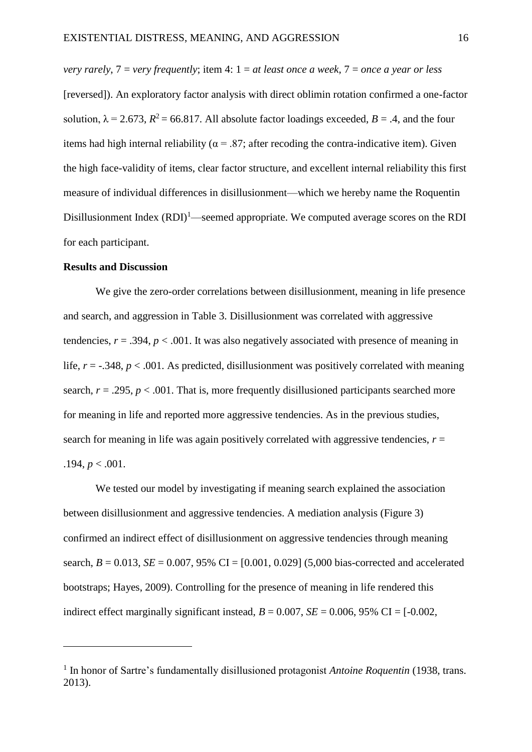*very rarely*, 7 = *very frequently*; item 4: 1 = *at least once a week*, 7 = *once a year or less* [reversed]). An exploratory factor analysis with direct oblimin rotation confirmed a one-factor solution, $\lambda = 2.673$, $R^2 = 66.817$. All absolute factor loadings exceeded, $B = .4$, and the four items had high internal reliability ($\alpha = .87$; after recoding the contra-indicative item). Given the high face-validity of items, clear factor structure, and excellent internal reliability this first measure of individual differences in disillusionment—which we hereby name the Roquentin Disillusionment Index (RDI)[1]—seemed appropriate. We computed average scores on the RDI for each participant.

**Results and Discussion**

We give the zero-order correlations between disillusionment, meaning in life presence and search, and aggression in Table 3. Disillusionment was correlated with aggressive tendencies, $r = .394$, $p < .001$. It was also negatively associated with presence of meaning in life, $r = -.348$, $p < .001$. As predicted, disillusionment was positively correlated with meaning search, $r = .295$, $p < .001$. That is, more frequently disillusioned participants searched more for meaning in life and reported more aggressive tendencies. As in the previous studies, search for meaning in life was again positively correlated with aggressive tendencies, $r = .194$, $p < .001$.

We tested our model by investigating if meaning search explained the association between disillusionment and aggressive tendencies. A mediation analysis (Figure 3) confirmed an indirect effect of disillusionment on aggressive tendencies through meaning search, $B = 0.013$, $SE = 0.007$, 95% CI = [0.001, 0.029] (5,000 bias-corrected and accelerated bootstraps; Hayes, 2009). Controlling for the presence of meaning in life rendered this indirect effect marginally significant instead, $B = 0.007$, $SE = 0.006$, 95% CI = [-0.002,

---

[1] In honor of Sartre's fundamentally disillusioned protagonist *Antoine Roquentin* (1938, trans. 2013).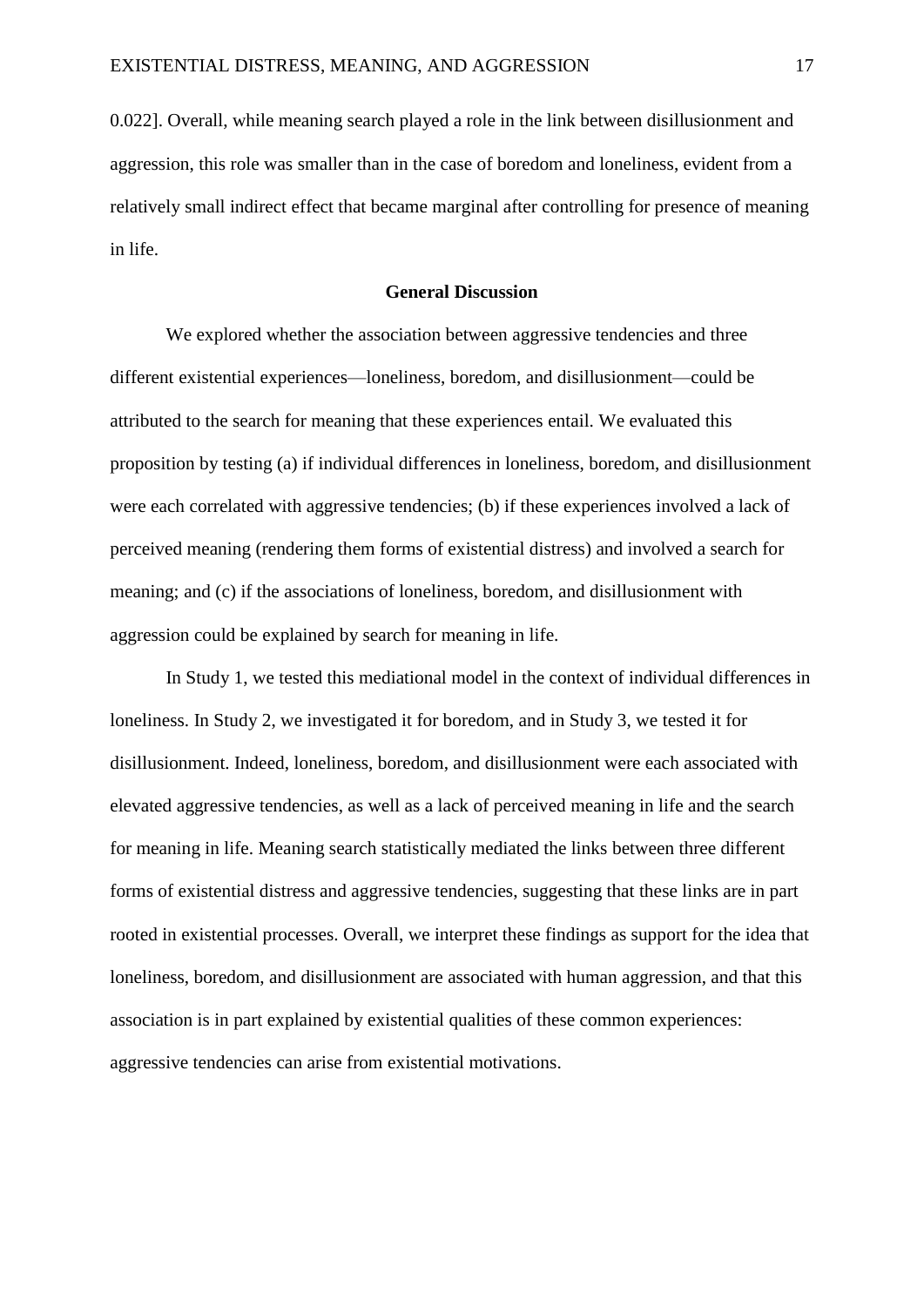0.022]. Overall, while meaning search played a role in the link between disillusionment and aggression, this role was smaller than in the case of boredom and loneliness, evident from a relatively small indirect effect that became marginal after controlling for presence of meaning in life.

## General Discussion

We explored whether the association between aggressive tendencies and three different existential experiences—loneliness, boredom, and disillusionment—could be attributed to the search for meaning that these experiences entail. We evaluated this proposition by testing (a) if individual differences in loneliness, boredom, and disillusionment were each correlated with aggressive tendencies; (b) if these experiences involved a lack of perceived meaning (rendering them forms of existential distress) and involved a search for meaning; and (c) if the associations of loneliness, boredom, and disillusionment with aggression could be explained by search for meaning in life.

In Study 1, we tested this mediational model in the context of individual differences in loneliness. In Study 2, we investigated it for boredom, and in Study 3, we tested it for disillusionment. Indeed, loneliness, boredom, and disillusionment were each associated with elevated aggressive tendencies, as well as a lack of perceived meaning in life and the search for meaning in life. Meaning search statistically mediated the links between three different forms of existential distress and aggressive tendencies, suggesting that these links are in part rooted in existential processes. Overall, we interpret these findings as support for the idea that loneliness, boredom, and disillusionment are associated with human aggression, and that this association is in part explained by existential qualities of these common experiences: aggressive tendencies can arise from existential motivations.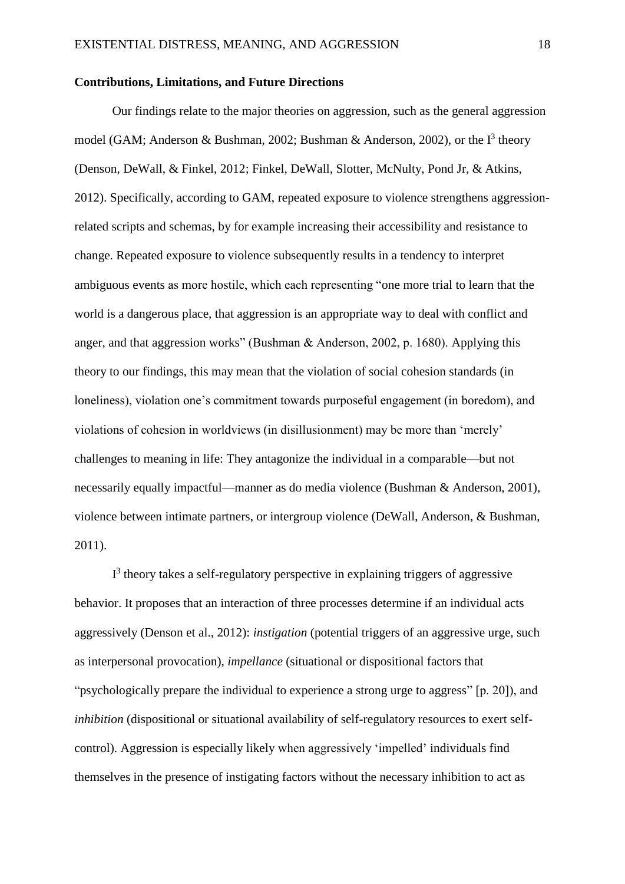**Contributions, Limitations, and Future Directions**

Our findings relate to the major theories on aggression, such as the general aggression model (GAM; Anderson & Bushman, 2002; Bushman & Anderson, 2002), or the $I^3$ theory (Denson, DeWall, & Finkel, 2012; Finkel, DeWall, Slotter, McNulty, Pond Jr, & Atkins, 2012). Specifically, according to GAM, repeated exposure to violence strengthens aggression-related scripts and schemas, by for example increasing their accessibility and resistance to change. Repeated exposure to violence subsequently results in a tendency to interpret ambiguous events as more hostile, which each representing "one more trial to learn that the world is a dangerous place, that aggression is an appropriate way to deal with conflict and anger, and that aggression works" (Bushman & Anderson, 2002, p. 1680). Applying this theory to our findings, this may mean that the violation of social cohesion standards (in loneliness), violation one's commitment towards purposeful engagement (in boredom), and violations of cohesion in worldviews (in disillusionment) may be more than 'merely' challenges to meaning in life: They antagonize the individual in a comparable—but not necessarily equally impactful—manner as do media violence (Bushman & Anderson, 2001), violence between intimate partners, or intergroup violence (DeWall, Anderson, & Bushman, 2011).

$I^3$ theory takes a self-regulatory perspective in explaining triggers of aggressive behavior. It proposes that an interaction of three processes determine if an individual acts aggressively (Denson et al., 2012): *instigation* (potential triggers of an aggressive urge, such as interpersonal provocation), *impellance* (situational or dispositional factors that "psychologically prepare the individual to experience a strong urge to aggress" [p. 20]), and *inhibition* (dispositional or situational availability of self-regulatory resources to exert self-control). Aggression is especially likely when aggressively 'impelled' individuals find themselves in the presence of instigating factors without the necessary inhibition to act as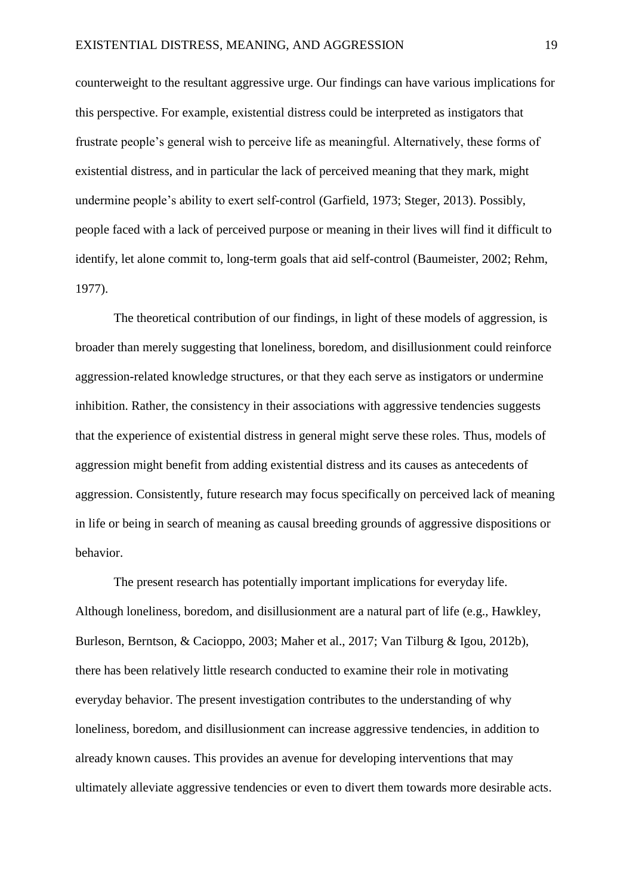counterweight to the resultant aggressive urge. Our findings can have various implications for this perspective. For example, existential distress could be interpreted as instigators that frustrate people's general wish to perceive life as meaningful. Alternatively, these forms of existential distress, and in particular the lack of perceived meaning that they mark, might undermine people's ability to exert self-control (Garfield, 1973; Steger, 2013). Possibly, people faced with a lack of perceived purpose or meaning in their lives will find it difficult to identify, let alone commit to, long-term goals that aid self-control (Baumeister, 2002; Rehm, 1977).

The theoretical contribution of our findings, in light of these models of aggression, is broader than merely suggesting that loneliness, boredom, and disillusionment could reinforce aggression-related knowledge structures, or that they each serve as instigators or undermine inhibition. Rather, the consistency in their associations with aggressive tendencies suggests that the experience of existential distress in general might serve these roles. Thus, models of aggression might benefit from adding existential distress and its causes as antecedents of aggression. Consistently, future research may focus specifically on perceived lack of meaning in life or being in search of meaning as causal breeding grounds of aggressive dispositions or behavior.

The present research has potentially important implications for everyday life. Although loneliness, boredom, and disillusionment are a natural part of life (e.g., Hawkley, Burleson, Berntson, & Cacioppo, 2003; Maher et al., 2017; Van Tilburg & Igou, 2012b), there has been relatively little research conducted to examine their role in motivating everyday behavior. The present investigation contributes to the understanding of why loneliness, boredom, and disillusionment can increase aggressive tendencies, in addition to already known causes. This provides an avenue for developing interventions that may ultimately alleviate aggressive tendencies or even to divert them towards more desirable acts.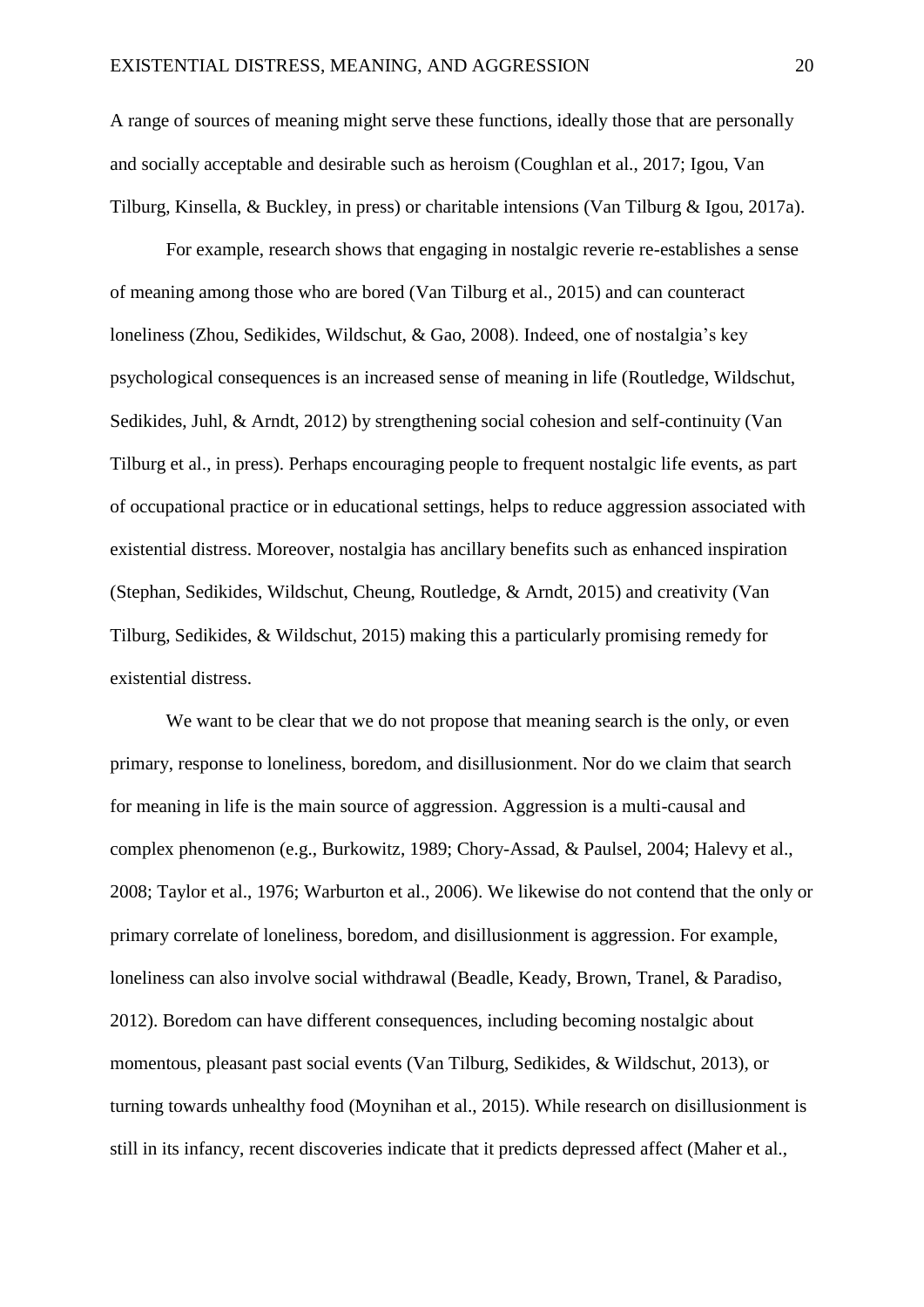A range of sources of meaning might serve these functions, ideally those that are personally and socially acceptable and desirable such as heroism (Coughlan et al., 2017; Igou, Van Tilburg, Kinsella, & Buckley, in press) or charitable intensions (Van Tilburg & Igou, 2017a).

For example, research shows that engaging in nostalgic reverie re-establishes a sense of meaning among those who are bored (Van Tilburg et al., 2015) and can counteract loneliness (Zhou, Sedikides, Wildschut, & Gao, 2008). Indeed, one of nostalgia's key psychological consequences is an increased sense of meaning in life (Routledge, Wildschut, Sedikides, Juhl, & Arndt, 2012) by strengthening social cohesion and self-continuity (Van Tilburg et al., in press). Perhaps encouraging people to frequent nostalgic life events, as part of occupational practice or in educational settings, helps to reduce aggression associated with existential distress. Moreover, nostalgia has ancillary benefits such as enhanced inspiration (Stephan, Sedikides, Wildschut, Cheung, Routledge, & Arndt, 2015) and creativity (Van Tilburg, Sedikides, & Wildschut, 2015) making this a particularly promising remedy for existential distress.

We want to be clear that we do not propose that meaning search is the only, or even primary, response to loneliness, boredom, and disillusionment. Nor do we claim that search for meaning in life is the main source of aggression. Aggression is a multi-causal and complex phenomenon (e.g., Burkowitz, 1989; Chory-Assad, & Paulsel, 2004; Halevy et al., 2008; Taylor et al., 1976; Warburton et al., 2006). We likewise do not contend that the only or primary correlate of loneliness, boredom, and disillusionment is aggression. For example, loneliness can also involve social withdrawal (Beadle, Keady, Brown, Tranel, & Paradiso, 2012). Boredom can have different consequences, including becoming nostalgic about momentous, pleasant past social events (Van Tilburg, Sedikides, & Wildschut, 2013), or turning towards unhealthy food (Moynihan et al., 2015). While research on disillusionment is still in its infancy, recent discoveries indicate that it predicts depressed affect (Maher et al.,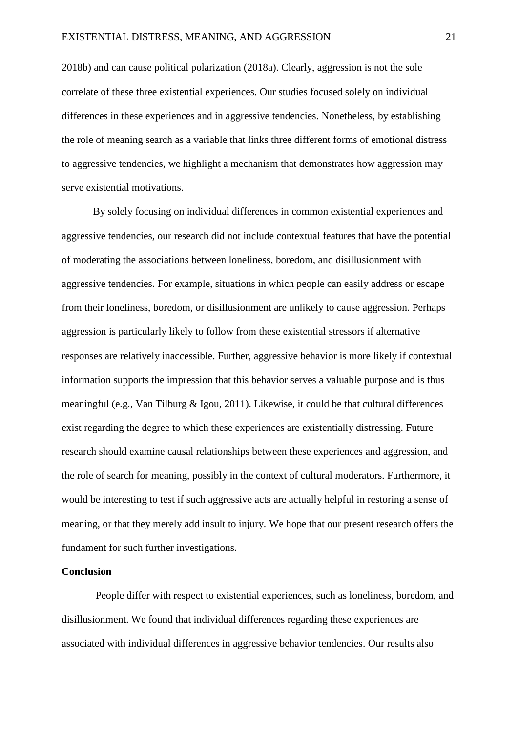2018b) and can cause political polarization (2018a). Clearly, aggression is not the sole correlate of these three existential experiences. Our studies focused solely on individual differences in these experiences and in aggressive tendencies. Nonetheless, by establishing the role of meaning search as a variable that links three different forms of emotional distress to aggressive tendencies, we highlight a mechanism that demonstrates how aggression may serve existential motivations.

By solely focusing on individual differences in common existential experiences and aggressive tendencies, our research did not include contextual features that have the potential of moderating the associations between loneliness, boredom, and disillusionment with aggressive tendencies. For example, situations in which people can easily address or escape from their loneliness, boredom, or disillusionment are unlikely to cause aggression. Perhaps aggression is particularly likely to follow from these existential stressors if alternative responses are relatively inaccessible. Further, aggressive behavior is more likely if contextual information supports the impression that this behavior serves a valuable purpose and is thus meaningful (e.g., Van Tilburg & Igou, 2011). Likewise, it could be that cultural differences exist regarding the degree to which these experiences are existentially distressing. Future research should examine causal relationships between these experiences and aggression, and the role of search for meaning, possibly in the context of cultural moderators. Furthermore, it would be interesting to test if such aggressive acts are actually helpful in restoring a sense of meaning, or that they merely add insult to injury. We hope that our present research offers the fundament for such further investigations.

**Conclusion**

People differ with respect to existential experiences, such as loneliness, boredom, and disillusionment. We found that individual differences regarding these experiences are associated with individual differences in aggressive behavior tendencies. Our results also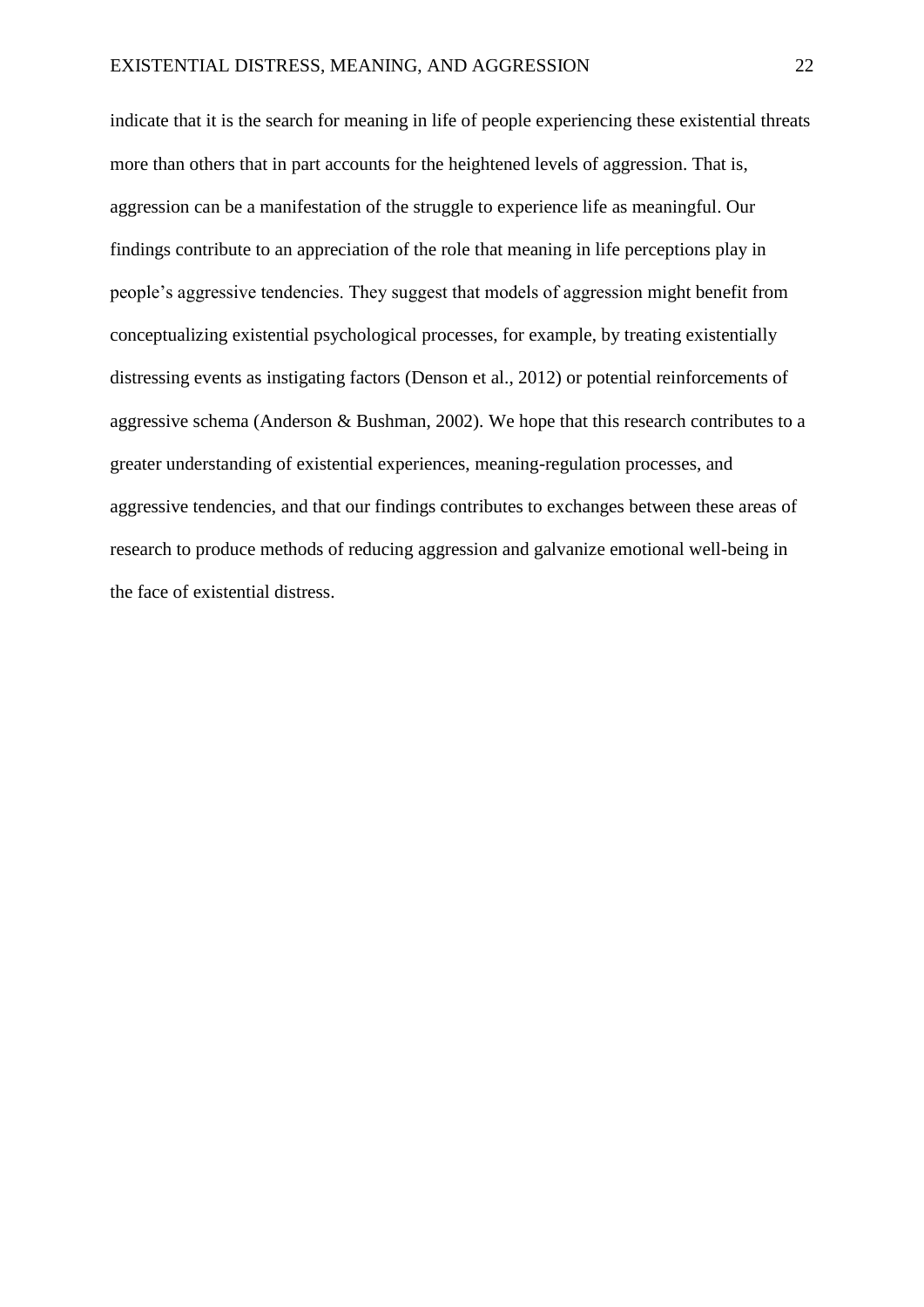indicate that it is the search for meaning in life of people experiencing these existential threats more than others that in part accounts for the heightened levels of aggression. That is, aggression can be a manifestation of the struggle to experience life as meaningful. Our findings contribute to an appreciation of the role that meaning in life perceptions play in people's aggressive tendencies. They suggest that models of aggression might benefit from conceptualizing existential psychological processes, for example, by treating existentially distressing events as instigating factors (Denson et al., 2012) or potential reinforcements of aggressive schema (Anderson & Bushman, 2002). We hope that this research contributes to a greater understanding of existential experiences, meaning-regulation processes, and aggressive tendencies, and that our findings contributes to exchanges between these areas of research to produce methods of reducing aggression and galvanize emotional well-being in the face of existential distress.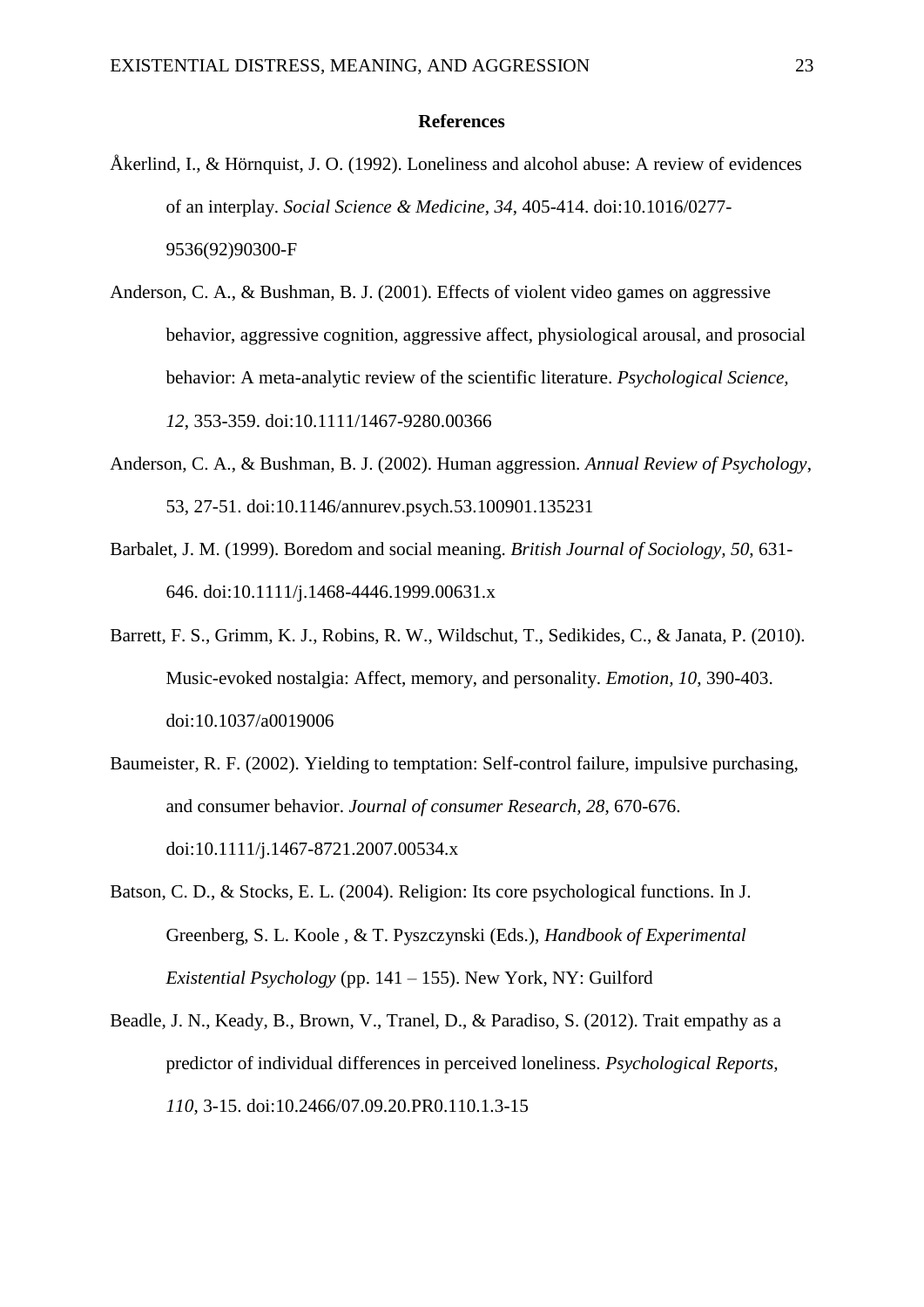**References**

Åkerlind, I., & Hörnquist, J. O. (1992). Loneliness and alcohol abuse: A review of evidences of an interplay. *Social Science & Medicine, 34*, 405-414. doi:10.1016/0277-9536(92)90300-F

Anderson, C. A., & Bushman, B. J. (2001). Effects of violent video games on aggressive behavior, aggressive cognition, aggressive affect, physiological arousal, and prosocial behavior: A meta-analytic review of the scientific literature. *Psychological Science, 12*, 353-359. doi:10.1111/1467-9280.00366

Anderson, C. A., & Bushman, B. J. (2002). Human aggression. *Annual Review of Psychology*, 53, 27-51. doi:10.1146/annurev.psych.53.100901.135231

Barbalet, J. M. (1999). Boredom and social meaning. *British Journal of Sociology, 50*, 631-646. doi:10.1111/j.1468-4446.1999.00631.x

Barrett, F. S., Grimm, K. J., Robins, R. W., Wildschut, T., Sedikides, C., & Janata, P. (2010). Music-evoked nostalgia: Affect, memory, and personality. *Emotion, 10*, 390-403. doi:10.1037/a0019006

Baumeister, R. F. (2002). Yielding to temptation: Self-control failure, impulsive purchasing, and consumer behavior. *Journal of consumer Research, 28*, 670-676. doi:10.1111/j.1467-8721.2007.00534.x

Batson, C. D., & Stocks, E. L. (2004). Religion: Its core psychological functions. In J. Greenberg, S. L. Koole , & T. Pyszczynski (Eds.), *Handbook of Experimental Existential Psychology* (pp. 141 – 155). New York, NY: Guilford

Beadle, J. N., Keady, B., Brown, V., Tranel, D., & Paradiso, S. (2012). Trait empathy as a predictor of individual differences in perceived loneliness. *Psychological Reports, 110*, 3-15. doi:10.2466/07.09.20.PR0.110.1.3-15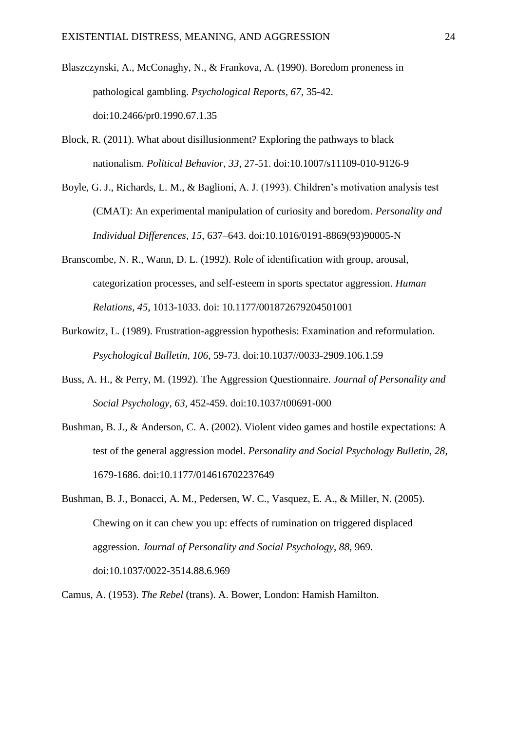Blaszczynski, A., McConaghy, N., & Frankova, A. (1990). Boredom proneness in pathological gambling. *Psychological Reports, 67*, 35-42. doi:10.2466/pr0.1990.67.1.35

Block, R. (2011). What about disillusionment? Exploring the pathways to black nationalism. *Political Behavior, 33*, 27-51. doi:10.1007/s11109-010-9126-9

Boyle, G. J., Richards, L. M., & Baglioni, A. J. (1993). Children's motivation analysis test (CMAT): An experimental manipulation of curiosity and boredom. *Personality and Individual Differences, 15*, 637–643. doi:10.1016/0191-8869(93)90005-N

Branscombe, N. R., Wann, D. L. (1992). Role of identification with group, arousal, categorization processes, and self-esteem in sports spectator aggression. *Human Relations, 45*, 1013-1033. doi: 10.1177/001872679204501001

Burkowitz, L. (1989). Frustration-aggression hypothesis: Examination and reformulation. *Psychological Bulletin, 106*, 59-73. doi:10.1037//0033-2909.106.1.59

Buss, A. H., & Perry, M. (1992). The Aggression Questionnaire. *Journal of Personality and Social Psychology, 63*, 452-459. doi:10.1037/t00691-000

Bushman, B. J., & Anderson, C. A. (2002). Violent video games and hostile expectations: A test of the general aggression model. *Personality and Social Psychology Bulletin, 28*, 1679-1686. doi:10.1177/014616702237649

Bushman, B. J., Bonacci, A. M., Pedersen, W. C., Vasquez, E. A., & Miller, N. (2005). Chewing on it can chew you up: effects of rumination on triggered displaced aggression. *Journal of Personality and Social Psychology, 88*, 969. doi:10.1037/0022-3514.88.6.969

Camus, A. (1953). *The Rebel* (trans). A. Bower, London: Hamish Hamilton.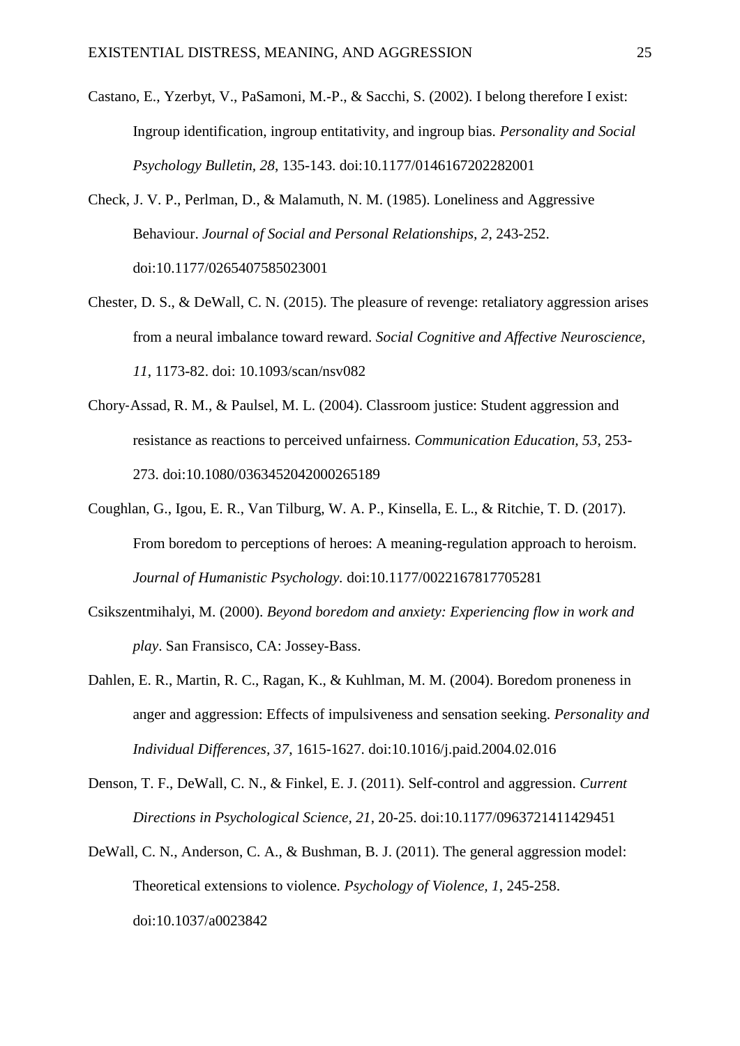Castano, E., Yzerbyt, V., PaSamoni, M.-P., & Sacchi, S. (2002). I belong therefore I exist: Ingroup identification, ingroup entitativity, and ingroup bias. *Personality and Social Psychology Bulletin, 28*, 135-143. doi:10.1177/0146167202282001

Check, J. V. P., Perlman, D., & Malamuth, N. M. (1985). Loneliness and Aggressive Behaviour. *Journal of Social and Personal Relationships, 2*, 243-252. doi:10.1177/0265407585023001

Chester, D. S., & DeWall, C. N. (2015). The pleasure of revenge: retaliatory aggression arises from a neural imbalance toward reward. *Social Cognitive and Affective Neuroscience, 11*, 1173-82. doi: 10.1093/scan/nsv082

Chory-Assad, R. M., & Paulsel, M. L. (2004). Classroom justice: Student aggression and resistance as reactions to perceived unfairness. *Communication Education, 53*, 253-273. doi:10.1080/0363452042000265189

Coughlan, G., Igou, E. R., Van Tilburg, W. A. P., Kinsella, E. L., & Ritchie, T. D. (2017). From boredom to perceptions of heroes: A meaning-regulation approach to heroism. *Journal of Humanistic Psychology.* doi:10.1177/0022167817705281

Csikszentmihalyi, M. (2000). *Beyond boredom and anxiety: Experiencing flow in work and play*. San Fransisco, CA: Jossey-Bass.

Dahlen, E. R., Martin, R. C., Ragan, K., & Kuhlman, M. M. (2004). Boredom proneness in anger and aggression: Effects of impulsiveness and sensation seeking. *Personality and Individual Differences, 37*, 1615-1627. doi:10.1016/j.paid.2004.02.016

Denson, T. F., DeWall, C. N., & Finkel, E. J. (2011). Self-control and aggression. *Current Directions in Psychological Science, 21*, 20-25. doi:10.1177/0963721411429451

DeWall, C. N., Anderson, C. A., & Bushman, B. J. (2011). The general aggression model: Theoretical extensions to violence. *Psychology of Violence, 1*, 245-258. doi:10.1037/a0023842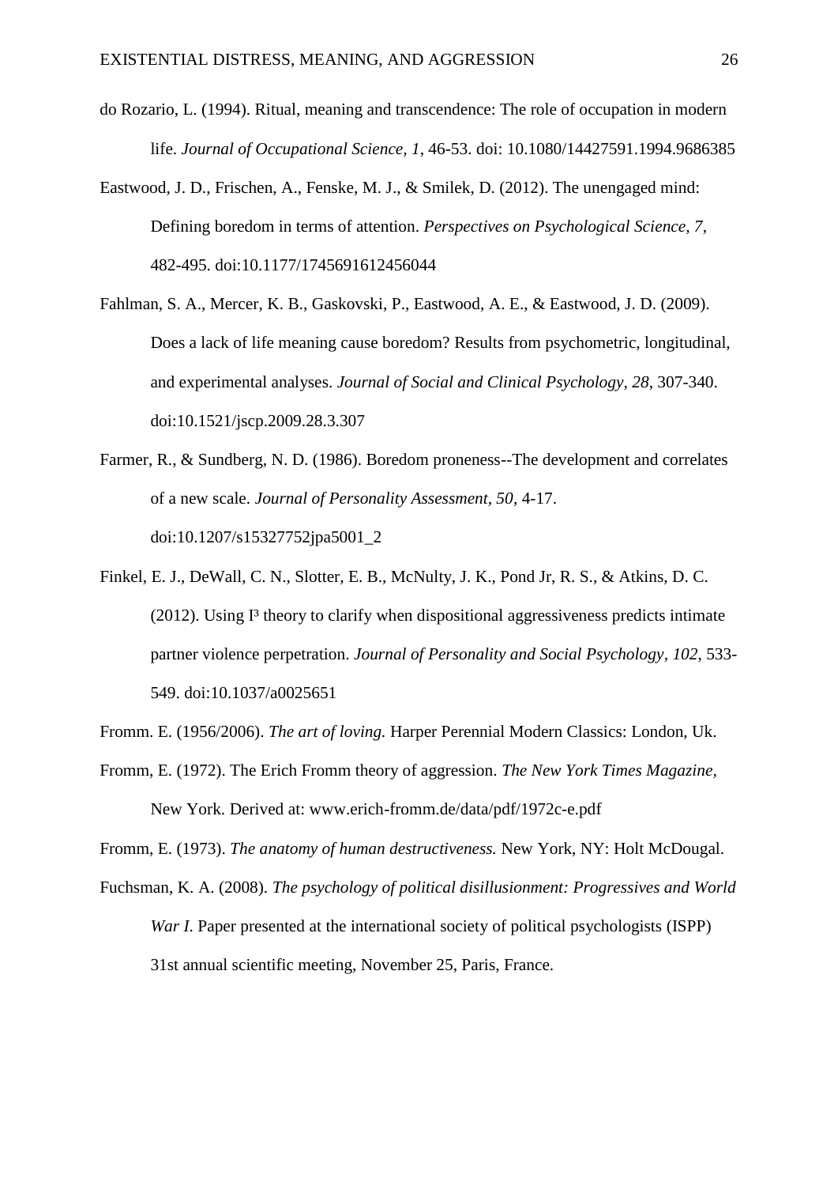do Rozario, L. (1994). Ritual, meaning and transcendence: The role of occupation in modern life. *Journal of Occupational Science, 1*, 46-53. doi: 10.1080/14427591.1994.9686385

Eastwood, J. D., Frischen, A., Fenske, M. J., & Smilek, D. (2012). The unengaged mind: Defining boredom in terms of attention. *Perspectives on Psychological Science, 7*, 482-495. doi:10.1177/1745691612456044

Fahlman, S. A., Mercer, K. B., Gaskovski, P., Eastwood, A. E., & Eastwood, J. D. (2009). Does a lack of life meaning cause boredom? Results from psychometric, longitudinal, and experimental analyses. *Journal of Social and Clinical Psychology, 28*, 307-340. doi:10.1521/jscp.2009.28.3.307

Farmer, R., & Sundberg, N. D. (1986). Boredom proneness--The development and correlates of a new scale. *Journal of Personality Assessment, 50*, 4-17. doi:10.1207/s15327752jpa5001_2

Finkel, E. J., DeWall, C. N., Slotter, E. B., McNulty, J. K., Pond Jr, R. S., & Atkins, D. C. (2012). Using I³ theory to clarify when dispositional aggressiveness predicts intimate partner violence perpetration. *Journal of Personality and Social Psychology, 102*, 533-549. doi:10.1037/a0025651

Fromm. E. (1956/2006). *The art of loving.* Harper Perennial Modern Classics: London, Uk.

Fromm, E. (1972). The Erich Fromm theory of aggression. *The New York Times Magazine*, New York. Derived at: www.erich-fromm.de/data/pdf/1972c-e.pdf

Fromm, E. (1973). *The anatomy of human destructiveness.* New York, NY: Holt McDougal.

Fuchsman, K. A. (2008). *The psychology of political disillusionment: Progressives and World War I.* Paper presented at the international society of political psychologists (ISPP) 31st annual scientific meeting, November 25, Paris, France.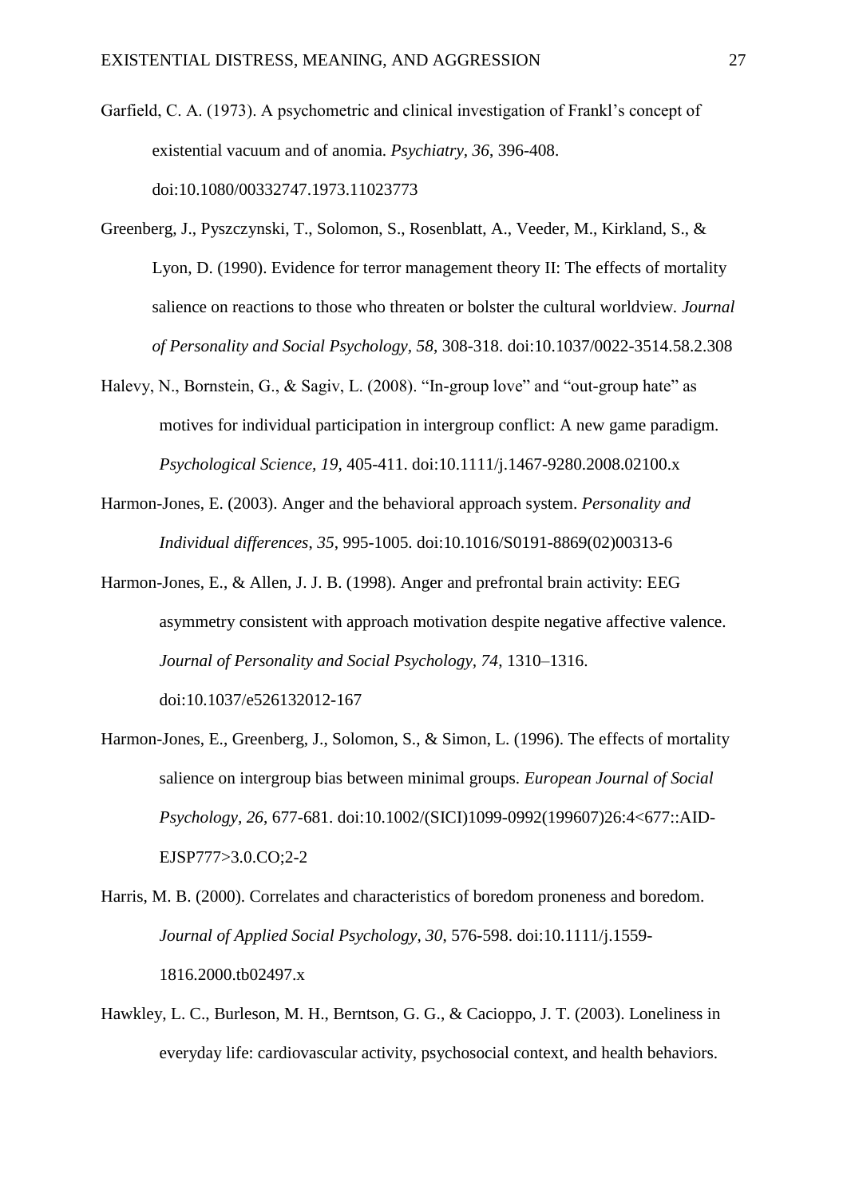Garfield, C. A. (1973). A psychometric and clinical investigation of Frankl's concept of existential vacuum and of anomia. *Psychiatry, 36*, 396-408. doi:10.1080/00332747.1973.11023773

Greenberg, J., Pyszczynski, T., Solomon, S., Rosenblatt, A., Veeder, M., Kirkland, S., & Lyon, D. (1990). Evidence for terror management theory II: The effects of mortality salience on reactions to those who threaten or bolster the cultural worldview. *Journal of Personality and Social Psychology, 58*, 308-318. doi:10.1037/0022-3514.58.2.308

Halevy, N., Bornstein, G., & Sagiv, L. (2008). "In-group love" and "out-group hate" as motives for individual participation in intergroup conflict: A new game paradigm. *Psychological Science, 19*, 405-411. doi:10.1111/j.1467-9280.2008.02100.x

Harmon-Jones, E. (2003). Anger and the behavioral approach system. *Personality and Individual differences, 35*, 995-1005. doi:10.1016/S0191-8869(02)00313-6

Harmon-Jones, E., & Allen, J. J. B. (1998). Anger and prefrontal brain activity: EEG asymmetry consistent with approach motivation despite negative affective valence. *Journal of Personality and Social Psychology, 74*, 1310–1316. doi:10.1037/e526132012-167

Harmon-Jones, E., Greenberg, J., Solomon, S., & Simon, L. (1996). The effects of mortality salience on intergroup bias between minimal groups. *European Journal of Social Psychology, 26*, 677-681. doi:10.1002/(SICI)1099-0992(199607)26:4<677::AID-EJSP777>3.0.CO;2-2

Harris, M. B. (2000). Correlates and characteristics of boredom proneness and boredom. *Journal of Applied Social Psychology, 30*, 576-598. doi:10.1111/j.1559-1816.2000.tb02497.x

Hawkley, L. C., Burleson, M. H., Berntson, G. G., & Cacioppo, J. T. (2003). Loneliness in everyday life: cardiovascular activity, psychosocial context, and health behaviors.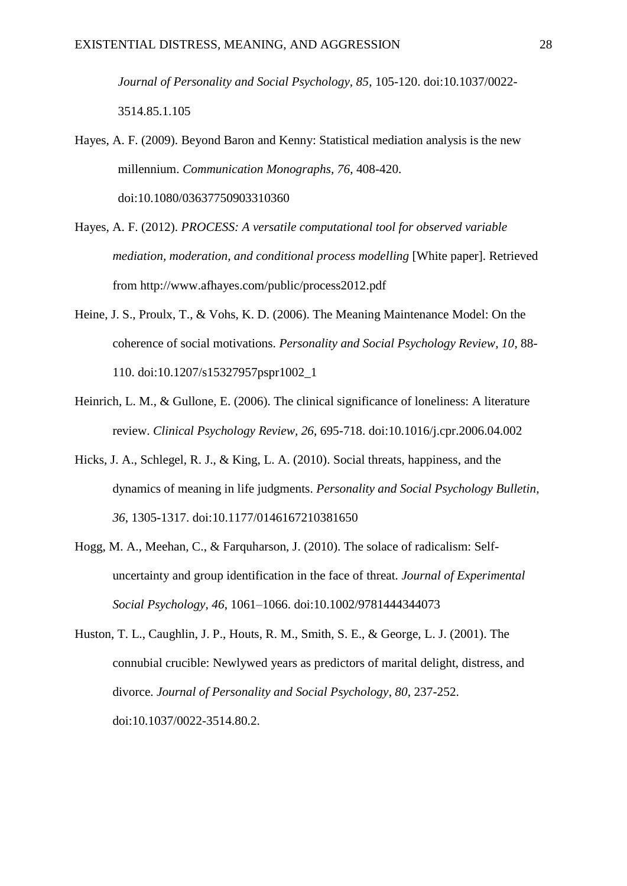*Journal of Personality and Social Psychology, 85*, 105-120. doi:10.1037/0022-3514.85.1.105

Hayes, A. F. (2009). Beyond Baron and Kenny: Statistical mediation analysis is the new millennium. *Communication Monographs, 76*, 408-420. doi:10.1080/03637750903310360

Hayes, A. F. (2012). *PROCESS: A versatile computational tool for observed variable mediation, moderation, and conditional process modelling* [White paper]. Retrieved from http://www.afhayes.com/public/process2012.pdf

Heine, J. S., Proulx, T., & Vohs, K. D. (2006). The Meaning Maintenance Model: On the coherence of social motivations. *Personality and Social Psychology Review, 10*, 88-110. doi:10.1207/s15327957pspr1002_1

Heinrich, L. M., & Gullone, E. (2006). The clinical significance of loneliness: A literature review. *Clinical Psychology Review, 26*, 695-718. doi:10.1016/j.cpr.2006.04.002

Hicks, J. A., Schlegel, R. J., & King, L. A. (2010). Social threats, happiness, and the dynamics of meaning in life judgments. *Personality and Social Psychology Bulletin, 36*, 1305-1317. doi:10.1177/0146167210381650

Hogg, M. A., Meehan, C., & Farquharson, J. (2010). The solace of radicalism: Self-uncertainty and group identification in the face of threat. *Journal of Experimental Social Psychology, 46*, 1061–1066. doi:10.1002/9781444344073

Huston, T. L., Caughlin, J. P., Houts, R. M., Smith, S. E., & George, L. J. (2001). The connubial crucible: Newlywed years as predictors of marital delight, distress, and divorce. *Journal of Personality and Social Psychology*, *80*, 237-252. doi:10.1037/0022-3514.80.2.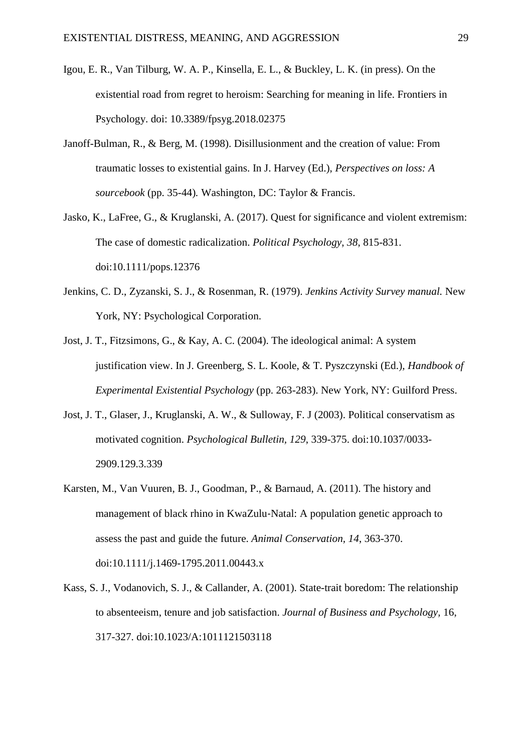Igou, E. R., Van Tilburg, W. A. P., Kinsella, E. L., & Buckley, L. K. (in press). On the existential road from regret to heroism: Searching for meaning in life. Frontiers in Psychology. doi: 10.3389/fpsyg.2018.02375

Janoff-Bulman, R., & Berg, M. (1998). Disillusionment and the creation of value: From traumatic losses to existential gains. In J. Harvey (Ed.), *Perspectives on loss: A sourcebook* (pp. 35-44). Washington, DC: Taylor & Francis.

Jasko, K., LaFree, G., & Kruglanski, A. (2017). Quest for significance and violent extremism: The case of domestic radicalization. *Political Psychology*, *38*, 815-831. doi:10.1111/pops.12376

Jenkins, C. D., Zyzanski, S. J., & Rosenman, R. (1979). *Jenkins Activity Survey manual.* New York, NY: Psychological Corporation.

Jost, J. T., Fitzsimons, G., & Kay, A. C. (2004). The ideological animal: A system justification view. In J. Greenberg, S. L. Koole, & T. Pyszczynski (Ed.), *Handbook of Experimental Existential Psychology* (pp. 263-283). New York, NY: Guilford Press.

Jost, J. T., Glaser, J., Kruglanski, A. W., & Sulloway, F. J (2003). Political conservatism as motivated cognition. *Psychological Bulletin*, *129*, 339-375. doi:10.1037/0033-2909.129.3.339

Karsten, M., Van Vuuren, B. J., Goodman, P., & Barnaud, A. (2011). The history and management of black rhino in KwaZulu-Natal: A population genetic approach to assess the past and guide the future. *Animal Conservation*, *14*, 363-370. doi:10.1111/j.1469-1795.2011.00443.x

Kass, S. J., Vodanovich, S. J., & Callander, A. (2001). State-trait boredom: The relationship to absenteeism, tenure and job satisfaction. *Journal of Business and Psychology,* 16, 317-327. doi:10.1023/A:1011121503118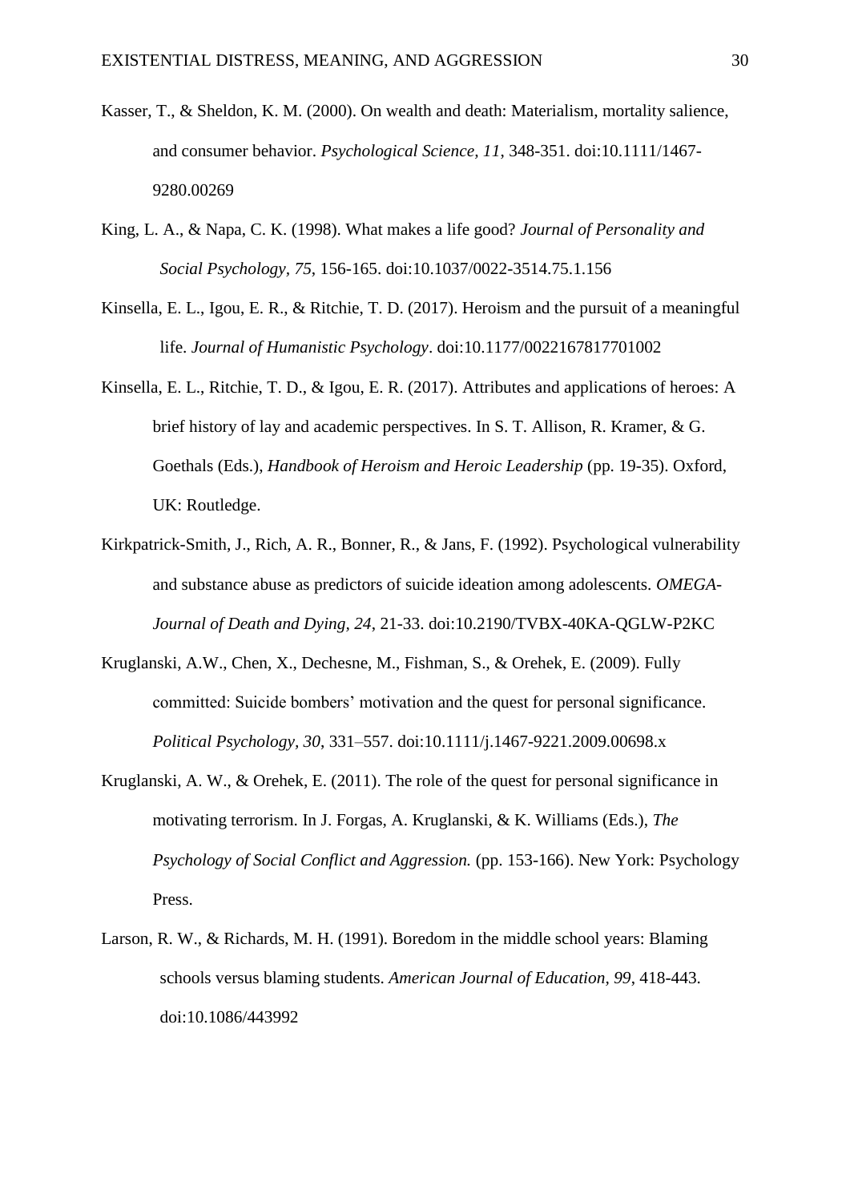Kasser, T., & Sheldon, K. M. (2000). On wealth and death: Materialism, mortality salience, and consumer behavior. *Psychological Science, 11*, 348-351. doi:10.1111/1467-9280.00269

King, L. A., & Napa, C. K. (1998). What makes a life good? *Journal of Personality and Social Psychology*, *75*, 156-165. doi:10.1037/0022-3514.75.1.156

Kinsella, E. L., Igou, E. R., & Ritchie, T. D. (2017). Heroism and the pursuit of a meaningful life. *Journal of Humanistic Psychology*. doi:10.1177/0022167817701002

Kinsella, E. L., Ritchie, T. D., & Igou, E. R. (2017). Attributes and applications of heroes: A brief history of lay and academic perspectives. In S. T. Allison, R. Kramer, & G. Goethals (Eds.), *Handbook of Heroism and Heroic Leadership* (pp. 19-35). Oxford, UK: Routledge.

Kirkpatrick-Smith, J., Rich, A. R., Bonner, R., & Jans, F. (1992). Psychological vulnerability and substance abuse as predictors of suicide ideation among adolescents. *OMEGA-Journal of Death and Dying, 24*, 21-33. doi:10.2190/TVBX-40KA-QGLW-P2KC

Kruglanski, A.W., Chen, X., Dechesne, M., Fishman, S., & Orehek, E. (2009). Fully committed: Suicide bombers' motivation and the quest for personal significance. *Political Psychology, 30*, 331–557. doi:10.1111/j.1467-9221.2009.00698.x

Kruglanski, A. W., & Orehek, E. (2011). The role of the quest for personal significance in motivating terrorism. In J. Forgas, A. Kruglanski, & K. Williams (Eds.), *The Psychology of Social Conflict and Aggression.* (pp. 153-166). New York: Psychology Press.

Larson, R. W., & Richards, M. H. (1991). Boredom in the middle school years: Blaming schools versus blaming students. *American Journal of Education*, *99*, 418-443. doi:10.1086/443992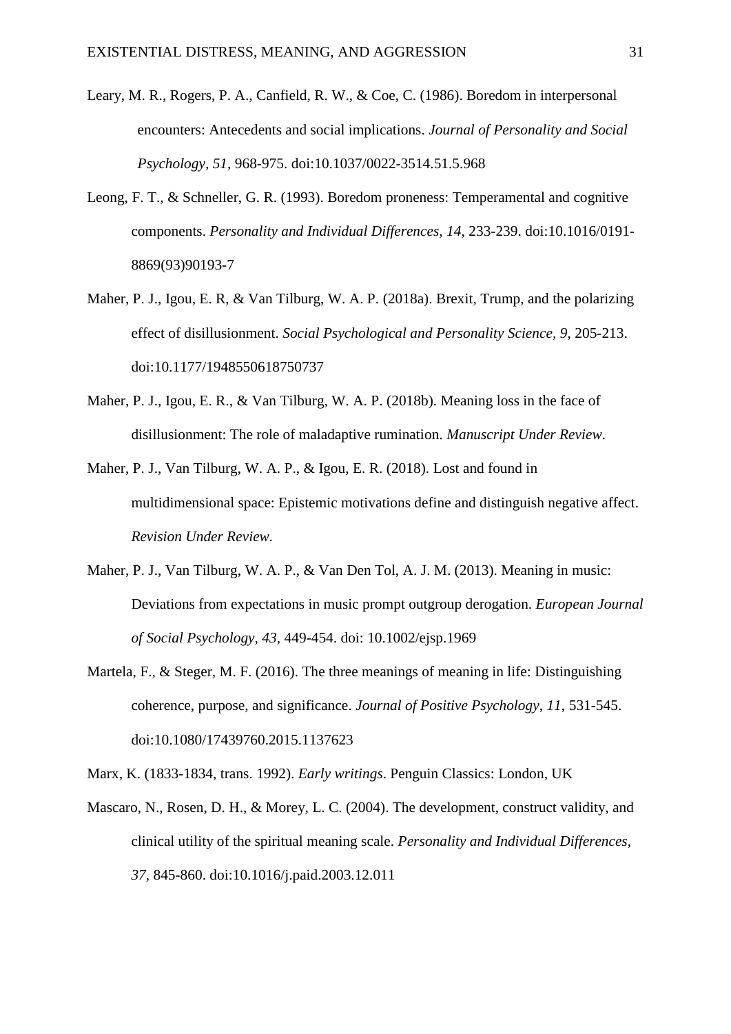Leary, M. R., Rogers, P. A., Canfield, R. W., & Coe, C. (1986). Boredom in interpersonal encounters: Antecedents and social implications. *Journal of Personality and Social Psychology, 51*, 968-975. doi:10.1037/0022-3514.51.5.968

Leong, F. T., & Schneller, G. R. (1993). Boredom proneness: Temperamental and cognitive components. *Personality and Individual Differences, 14*, 233-239. doi:10.1016/0191-8869(93)90193-7

Maher, P. J., Igou, E. R, & Van Tilburg, W. A. P. (2018a). Brexit, Trump, and the polarizing effect of disillusionment. *Social Psychological and Personality Science, 9*, 205-213. doi:10.1177/1948550618750737

Maher, P. J., Igou, E. R., & Van Tilburg, W. A. P. (2018b). Meaning loss in the face of disillusionment: The role of maladaptive rumination. *Manuscript Under Review*.

Maher, P. J., Van Tilburg, W. A. P., & Igou, E. R. (2018). Lost and found in multidimensional space: Epistemic motivations define and distinguish negative affect. *Revision Under Review*.

Maher, P. J., Van Tilburg, W. A. P., & Van Den Tol, A. J. M. (2013). Meaning in music: Deviations from expectations in music prompt outgroup derogation. *European Journal of Social Psychology, 43*, 449-454. doi: 10.1002/ejsp.1969

Martela, F., & Steger, M. F. (2016). The three meanings of meaning in life: Distinguishing coherence, purpose, and significance. *Journal of Positive Psychology, 11*, 531-545. doi:10.1080/17439760.2015.1137623

Marx, K. (1833-1834, trans. 1992). *Early writings*. Penguin Classics: London, UK

Mascaro, N., Rosen, D. H., & Morey, L. C. (2004). The development, construct validity, and clinical utility of the spiritual meaning scale. *Personality and Individual Differences, 37*, 845-860. doi:10.1016/j.paid.2003.12.011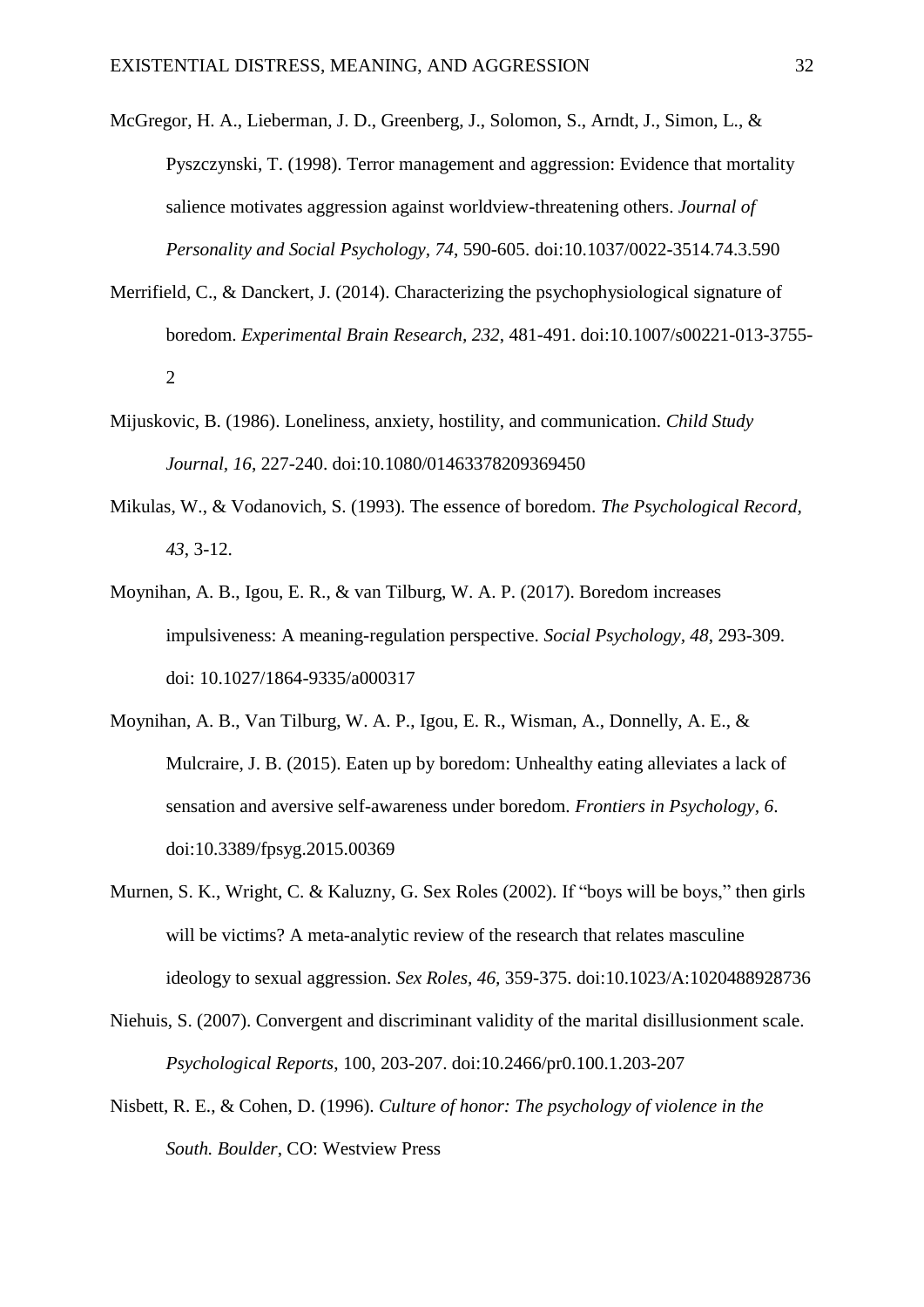McGregor, H. A., Lieberman, J. D., Greenberg, J., Solomon, S., Arndt, J., Simon, L., & Pyszczynski, T. (1998). Terror management and aggression: Evidence that mortality salience motivates aggression against worldview-threatening others. *Journal of Personality and Social Psychology, 74*, 590-605. doi:10.1037/0022-3514.74.3.590

Merrifield, C., & Danckert, J. (2014). Characterizing the psychophysiological signature of boredom. *Experimental Brain Research, 232*, 481-491. doi:10.1007/s00221-013-3755-2

Mijuskovic, B. (1986). Loneliness, anxiety, hostility, and communication. *Child Study Journal, 16*, 227-240. doi:10.1080/01463378209369450

Mikulas, W., & Vodanovich, S. (1993). The essence of boredom. *The Psychological Record, 43*, 3-12.

Moynihan, A. B., Igou, E. R., & van Tilburg, W. A. P. (2017). Boredom increases impulsiveness: A meaning-regulation perspective. *Social Psychology, 48*, 293-309. doi: 10.1027/1864-9335/a000317

Moynihan, A. B., Van Tilburg, W. A. P., Igou, E. R., Wisman, A., Donnelly, A. E., & Mulcraire, J. B. (2015). Eaten up by boredom: Unhealthy eating alleviates a lack of sensation and aversive self-awareness under boredom. *Frontiers in Psychology, 6*. doi:10.3389/fpsyg.2015.00369

Murnen, S. K., Wright, C. & Kaluzny, G. Sex Roles (2002). If "boys will be boys," then girls will be victims? A meta-analytic review of the research that relates masculine ideology to sexual aggression. *Sex Roles, 46*, 359-375. doi:10.1023/A:1020488928736

Niehuis, S. (2007). Convergent and discriminant validity of the marital disillusionment scale. *Psychological Reports*, 100, 203-207. doi:10.2466/pr0.100.1.203-207

Nisbett, R. E., & Cohen, D. (1996). *Culture of honor: The psychology of violence in the South. Boulder*, CO: Westview Press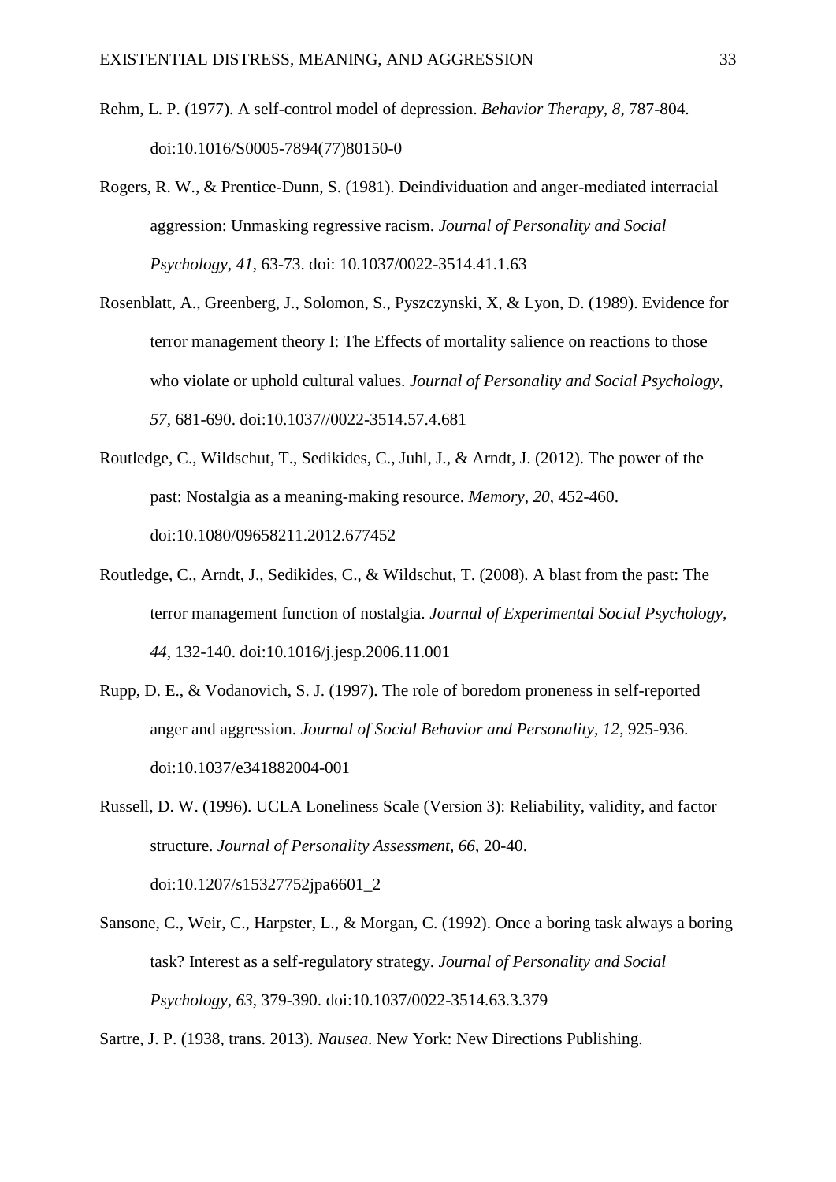Rehm, L. P. (1977). A self-control model of depression. *Behavior Therapy*, *8*, 787-804. doi:10.1016/S0005-7894(77)80150-0

Rogers, R. W., & Prentice-Dunn, S. (1981). Deindividuation and anger-mediated interracial aggression: Unmasking regressive racism. *Journal of Personality and Social Psychology*, *41*, 63-73. doi: 10.1037/0022-3514.41.1.63

Rosenblatt, A., Greenberg, J., Solomon, S., Pyszczynski, X, & Lyon, D. (1989). Evidence for terror management theory I: The Effects of mortality salience on reactions to those who violate or uphold cultural values. *Journal of Personality and Social Psychology*, *57*, 681-690. doi:10.1037//0022-3514.57.4.681

Routledge, C., Wildschut, T., Sedikides, C., Juhl, J., & Arndt, J. (2012). The power of the past: Nostalgia as a meaning-making resource. *Memory*, *20*, 452-460. doi:10.1080/09658211.2012.677452

Routledge, C., Arndt, J., Sedikides, C., & Wildschut, T. (2008). A blast from the past: The terror management function of nostalgia. *Journal of Experimental Social Psychology*, *44*, 132-140. doi:10.1016/j.jesp.2006.11.001

Rupp, D. E., & Vodanovich, S. J. (1997). The role of boredom proneness in self-reported anger and aggression. *Journal of Social Behavior and Personality*, *12*, 925-936. doi:10.1037/e341882004-001

Russell, D. W. (1996). UCLA Loneliness Scale (Version 3): Reliability, validity, and factor structure. *Journal of Personality Assessment*, *66*, 20-40. doi:10.1207/s15327752jpa6601_2

Sansone, C., Weir, C., Harpster, L., & Morgan, C. (1992). Once a boring task always a boring task? Interest as a self-regulatory strategy. *Journal of Personality and Social Psychology*, *63*, 379-390. doi:10.1037/0022-3514.63.3.379

Sartre, J. P. (1938, trans. 2013). *Nausea*. New York: New Directions Publishing.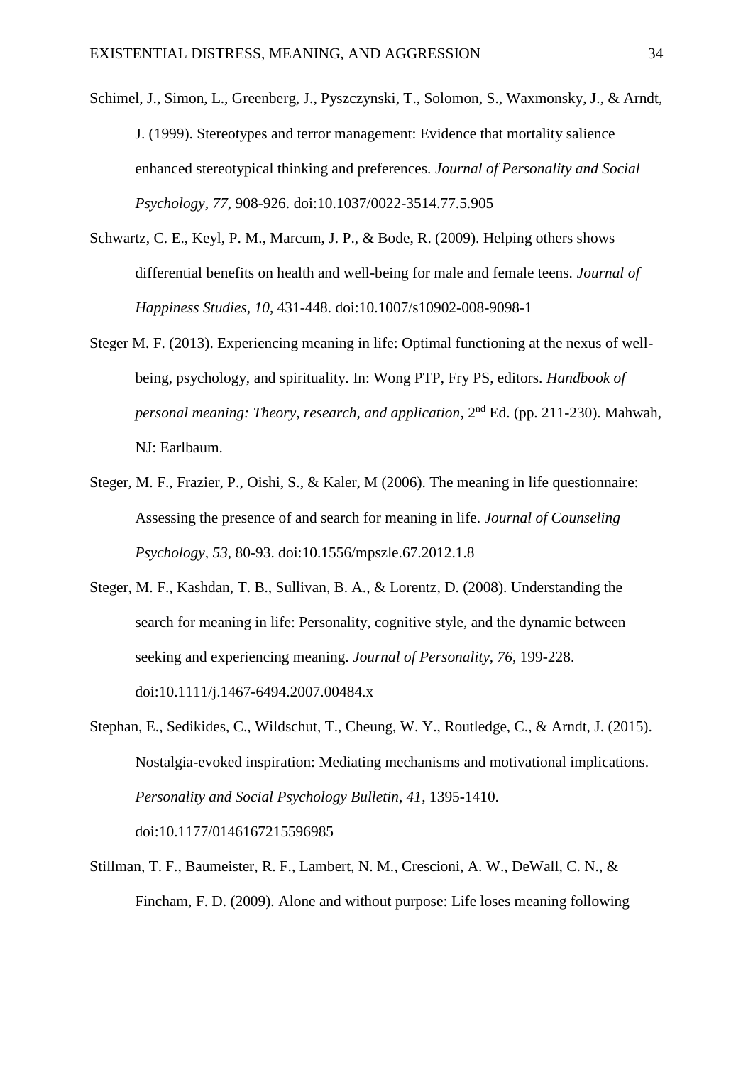Schimel, J., Simon, L., Greenberg, J., Pyszczynski, T., Solomon, S., Waxmonsky, J., & Arndt, J. (1999). Stereotypes and terror management: Evidence that mortality salience enhanced stereotypical thinking and preferences. *Journal of Personality and Social Psychology, 77*, 908-926. doi:10.1037/0022-3514.77.5.905

Schwartz, C. E., Keyl, P. M., Marcum, J. P., & Bode, R. (2009). Helping others shows differential benefits on health and well-being for male and female teens. *Journal of Happiness Studies, 10*, 431-448. doi:10.1007/s10902-008-9098-1

Steger M. F. (2013). Experiencing meaning in life: Optimal functioning at the nexus of well-being, psychology, and spirituality. In: Wong PTP, Fry PS, editors. *Handbook of personal meaning: Theory, research, and application*, 2nd Ed. (pp. 211-230). Mahwah, NJ: Earlbaum.

Steger, M. F., Frazier, P., Oishi, S., & Kaler, M (2006). The meaning in life questionnaire: Assessing the presence of and search for meaning in life. *Journal of Counseling Psychology, 53*, 80-93. doi:10.1556/mpszle.67.2012.1.8

Steger, M. F., Kashdan, T. B., Sullivan, B. A., & Lorentz, D. (2008). Understanding the search for meaning in life: Personality, cognitive style, and the dynamic between seeking and experiencing meaning. *Journal of Personality, 76*, 199-228. doi:10.1111/j.1467-6494.2007.00484.x

Stephan, E., Sedikides, C., Wildschut, T., Cheung, W. Y., Routledge, C., & Arndt, J. (2015). Nostalgia-evoked inspiration: Mediating mechanisms and motivational implications. *Personality and Social Psychology Bulletin, 41*, 1395-1410. doi:10.1177/0146167215596985

Stillman, T. F., Baumeister, R. F., Lambert, N. M., Crescioni, A. W., DeWall, C. N., & Fincham, F. D. (2009). Alone and without purpose: Life loses meaning following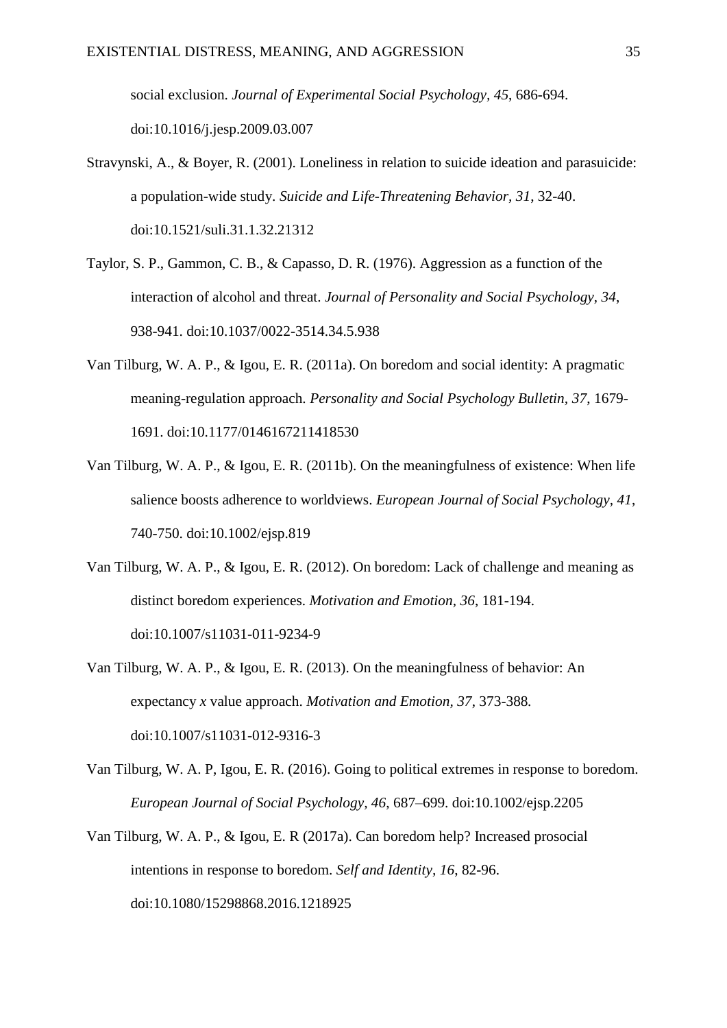social exclusion. *Journal of Experimental Social Psychology, 45*, 686-694. doi:10.1016/j.jesp.2009.03.007

Stravynski, A., & Boyer, R. (2001). Loneliness in relation to suicide ideation and parasuicide: a population-wide study. *Suicide and Life-Threatening Behavior, 31*, 32-40. doi:10.1521/suli.31.1.32.21312

Taylor, S. P., Gammon, C. B., & Capasso, D. R. (1976). Aggression as a function of the interaction of alcohol and threat. *Journal of Personality and Social Psychology, 34*, 938-941. doi:10.1037/0022-3514.34.5.938

Van Tilburg, W. A. P., & Igou, E. R. (2011a). On boredom and social identity: A pragmatic meaning-regulation approach. *Personality and Social Psychology Bulletin, 37*, 1679-1691. doi:10.1177/0146167211418530

Van Tilburg, W. A. P., & Igou, E. R. (2011b). On the meaningfulness of existence: When life salience boosts adherence to worldviews. *European Journal of Social Psychology, 41*, 740-750. doi:10.1002/ejsp.819

Van Tilburg, W. A. P., & Igou, E. R. (2012). On boredom: Lack of challenge and meaning as distinct boredom experiences. *Motivation and Emotion, 36*, 181-194. doi:10.1007/s11031-011-9234-9

Van Tilburg, W. A. P., & Igou, E. R. (2013). On the meaningfulness of behavior: An expectancy *x* value approach. *Motivation and Emotion, 37*, 373-388. doi:10.1007/s11031-012-9316-3

Van Tilburg, W. A. P, Igou, E. R. (2016). Going to political extremes in response to boredom. *European Journal of Social Psychology, 46*, 687–699. doi:10.1002/ejsp.2205

Van Tilburg, W. A. P., & Igou, E. R (2017a). Can boredom help? Increased prosocial intentions in response to boredom. *Self and Identity, 16*, 82-96. doi:10.1080/15298868.2016.1218925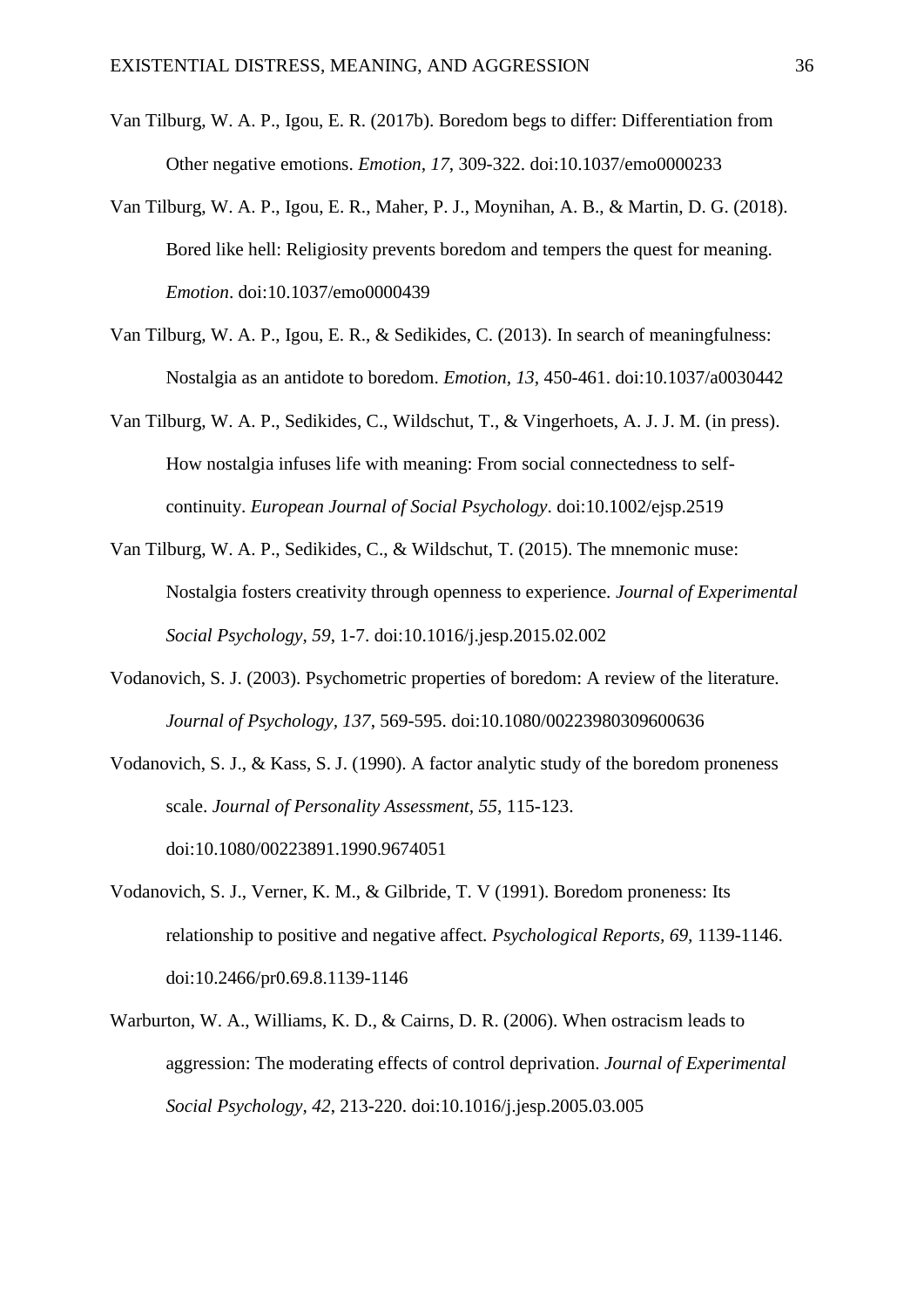Van Tilburg, W. A. P., Igou, E. R. (2017b). Boredom begs to differ: Differentiation from Other negative emotions. *Emotion, 17,* 309-322. doi:10.1037/emo0000233

Van Tilburg, W. A. P., Igou, E. R., Maher, P. J., Moynihan, A. B., & Martin, D. G. (2018). Bored like hell: Religiosity prevents boredom and tempers the quest for meaning. *Emotion*. doi:10.1037/emo0000439

Van Tilburg, W. A. P., Igou, E. R., & Sedikides, C. (2013). In search of meaningfulness: Nostalgia as an antidote to boredom. *Emotion, 13,* 450-461. doi:10.1037/a0030442

Van Tilburg, W. A. P., Sedikides, C., Wildschut, T., & Vingerhoets, A. J. J. M. (in press). How nostalgia infuses life with meaning: From social connectedness to self-continuity. *European Journal of Social Psychology*. doi:10.1002/ejsp.2519

Van Tilburg, W. A. P., Sedikides, C., & Wildschut, T. (2015). The mnemonic muse: Nostalgia fosters creativity through openness to experience. *Journal of Experimental Social Psychology, 59,* 1-7. doi:10.1016/j.jesp.2015.02.002

Vodanovich, S. J. (2003). Psychometric properties of boredom: A review of the literature. *Journal of Psychology, 137,* 569-595. doi:10.1080/00223980309600636

Vodanovich, S. J., & Kass, S. J. (1990). A factor analytic study of the boredom proneness scale. *Journal of Personality Assessment, 55,* 115-123. doi:10.1080/00223891.1990.9674051

Vodanovich, S. J., Verner, K. M., & Gilbride, T. V (1991). Boredom proneness: Its relationship to positive and negative affect. *Psychological Reports, 69,* 1139-1146. doi:10.2466/pr0.69.8.1139-1146

Warburton, W. A., Williams, K. D., & Cairns, D. R. (2006). When ostracism leads to aggression: The moderating effects of control deprivation. *Journal of Experimental Social Psychology, 42,* 213-220. doi:10.1016/j.jesp.2005.03.005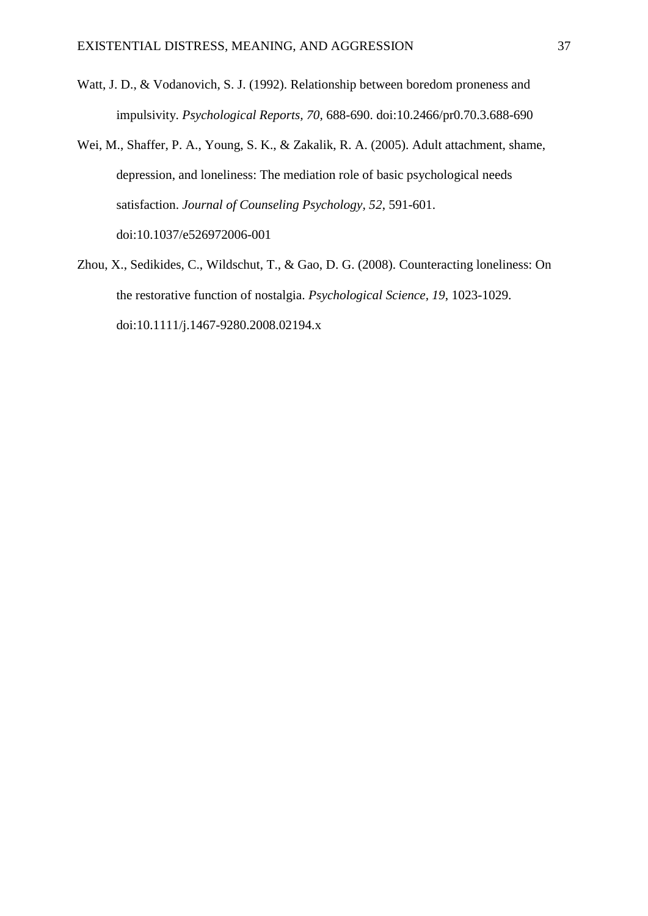Watt, J. D., & Vodanovich, S. J. (1992). Relationship between boredom proneness and impulsivity. *Psychological Reports*, *70*, 688-690. doi:10.2466/pr0.70.3.688-690

Wei, M., Shaffer, P. A., Young, S. K., & Zakalik, R. A. (2005). Adult attachment, shame, depression, and loneliness: The mediation role of basic psychological needs satisfaction. *Journal of Counseling Psychology*, *52*, 591-601. doi:10.1037/e526972006-001

Zhou, X., Sedikides, C., Wildschut, T., & Gao, D. G. (2008). Counteracting loneliness: On the restorative function of nostalgia. *Psychological Science*, *19*, 1023-1029. doi:10.1111/j.1467-9280.2008.02194.x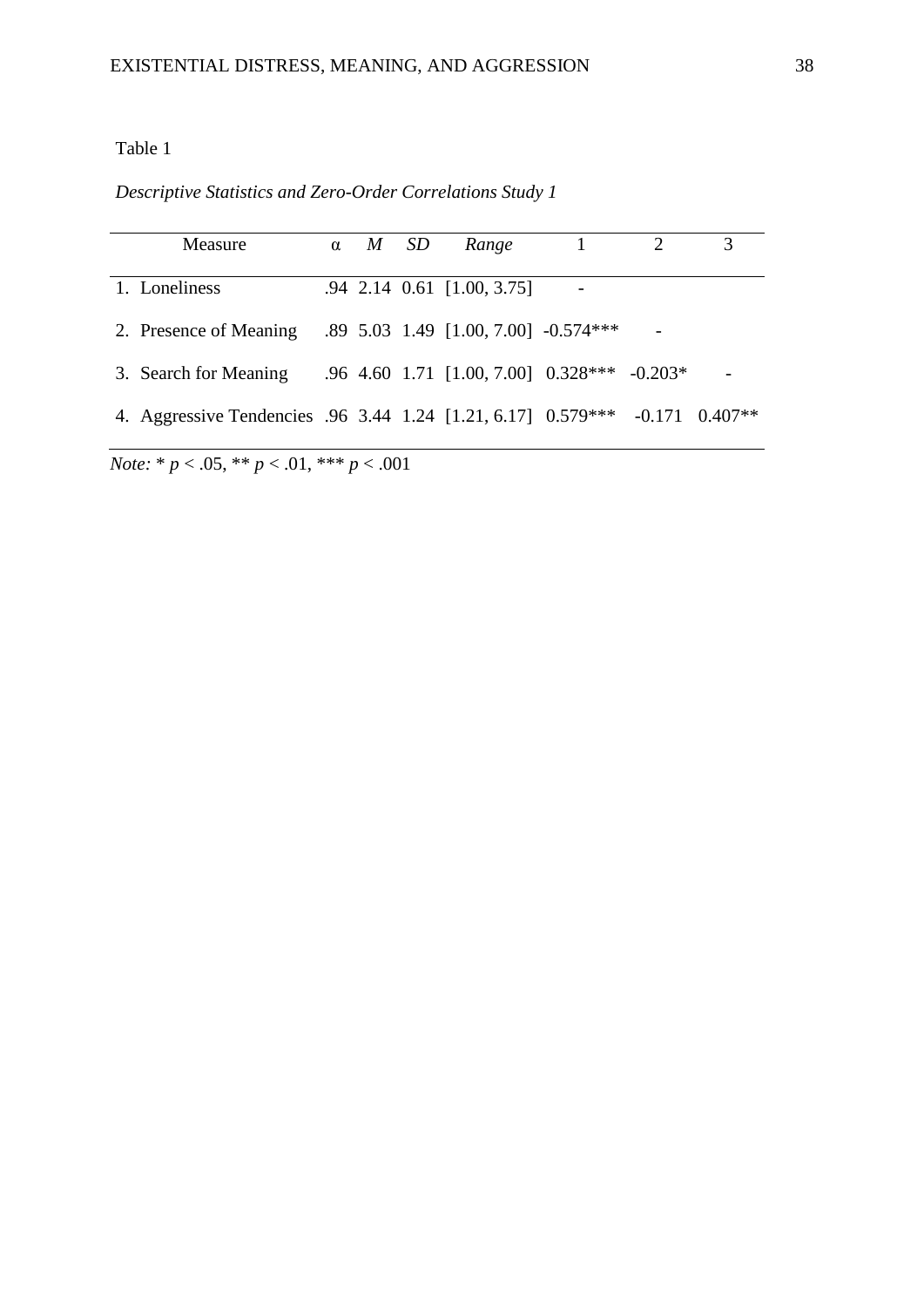Table 1

*Descriptive Statistics and Zero-Order Correlations Study 1*

| Measure | α | *M* | *SD* | *Range* | 1 | 2 | 3 |
|---|---|---|---|---|---|---|---|
| 1. Loneliness | .94 | 2.14 | 0.61 | [1.00, 3.75] | - | | |
| 2. Presence of Meaning | .89 | 5.03 | 1.49 | [1.00, 7.00] | -0.574*** | - | |
| 3. Search for Meaning | .96 | 4.60 | 1.71 | [1.00, 7.00] | 0.328*** | -0.203* | - |
| 4. Aggressive Tendencies | .96 | 3.44 | 1.24 | [1.21, 6.17] | 0.579*** | -0.171 | 0.407** |

*Note:* * $p < .05$, ** $p < .01$, *** $p < .001$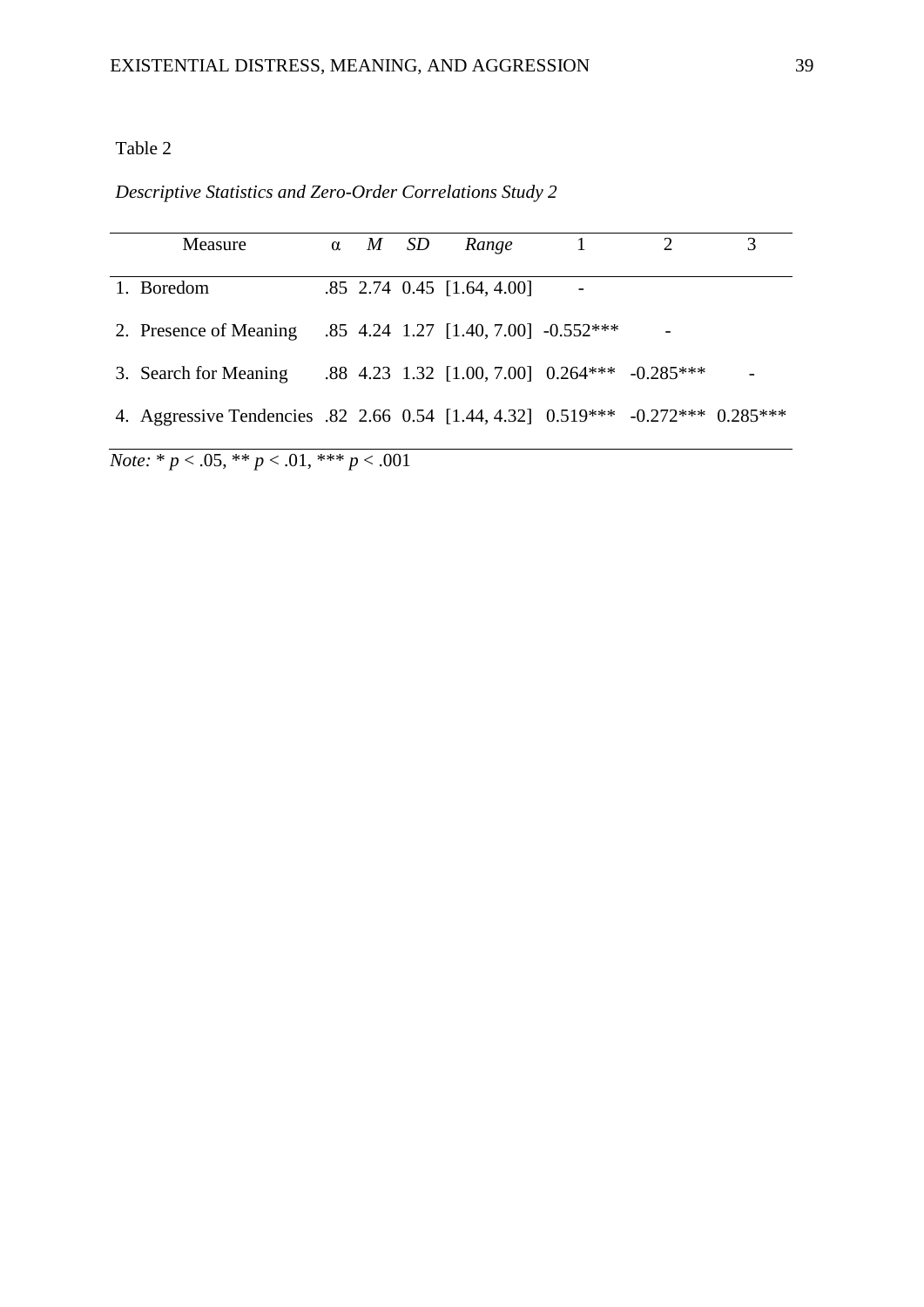Table 2

*Descriptive Statistics and Zero-Order Correlations Study 2*

| Measure | α | *M* | *SD* | *Range* | 1 | 2 | 3 |
|---|---|---|---|---|---|---|---|
| 1. Boredom | .85 | 2.74 | 0.45 | [1.64, 4.00] | - | | |
| 2. Presence of Meaning | .85 | 4.24 | 1.27 | [1.40, 7.00] | -0.552*** | - | |
| 3. Search for Meaning | .88 | 4.23 | 1.32 | [1.00, 7.00] | 0.264*** | -0.285*** | - |
| 4. Aggressive Tendencies | .82 | 2.66 | 0.54 | [1.44, 4.32] | 0.519*** | -0.272*** | 0.285*** |

*Note:* * $p < .05$, ** $p < .01$, *** $p < .001$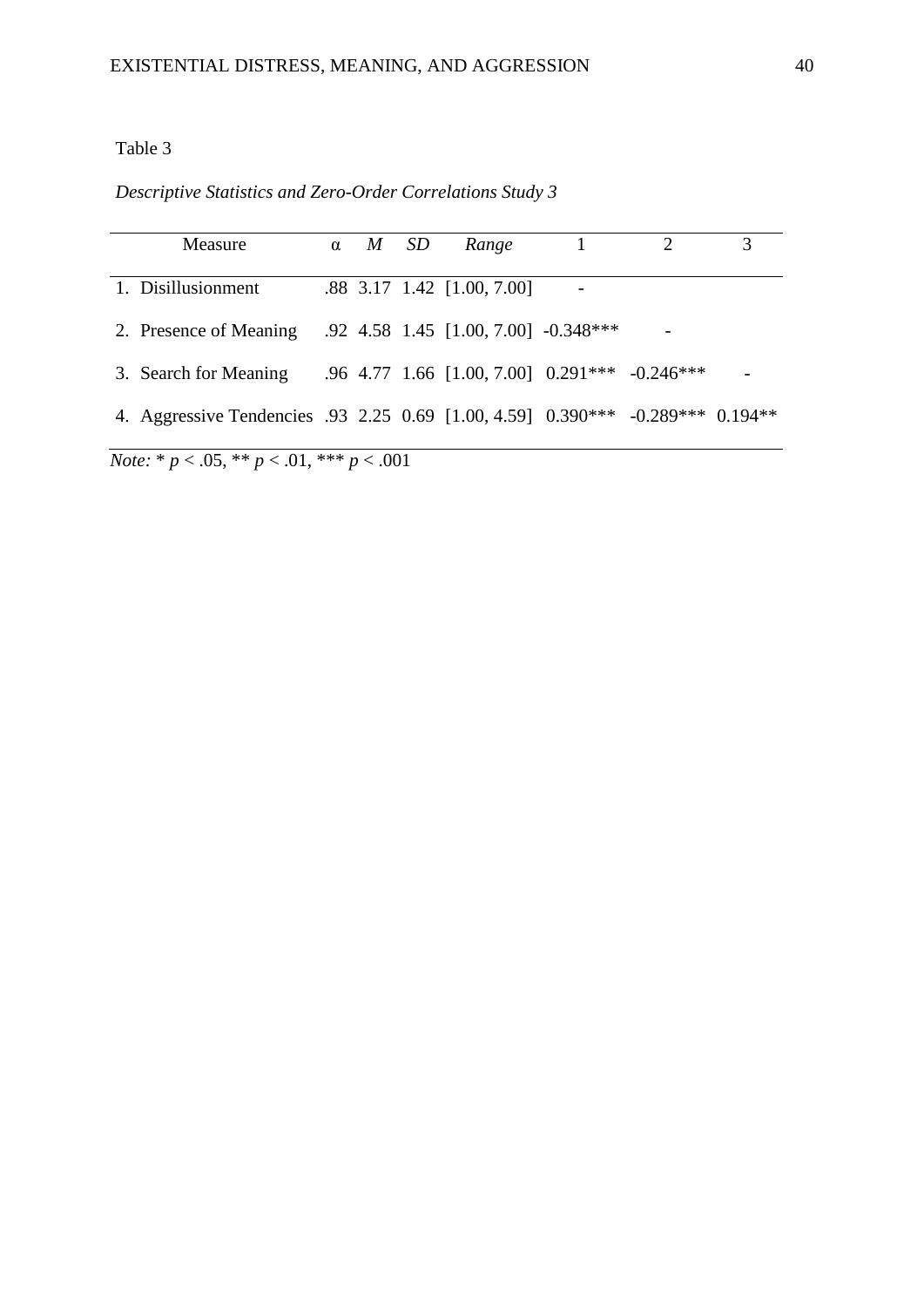Table 3

*Descriptive Statistics and Zero-Order Correlations Study 3*

| Measure | α | *M* | *SD* | *Range* | 1 | 2 | 3 |
|---|---|---|---|---|---|---|---|
| 1. Disillusionment | .88 | 3.17 | 1.42 | [1.00, 7.00] | - | | |
| 2. Presence of Meaning | .92 | 4.58 | 1.45 | [1.00, 7.00] | -0.348*** | - | |
| 3. Search for Meaning | .96 | 4.77 | 1.66 | [1.00, 7.00] | 0.291*** | -0.246*** | - |
| 4. Aggressive Tendencies | .93 | 2.25 | 0.69 | [1.00, 4.59] | 0.390*** | -0.289*** | 0.194** |

*Note:* * $p < .05$, ** $p < .01$, *** $p < .001$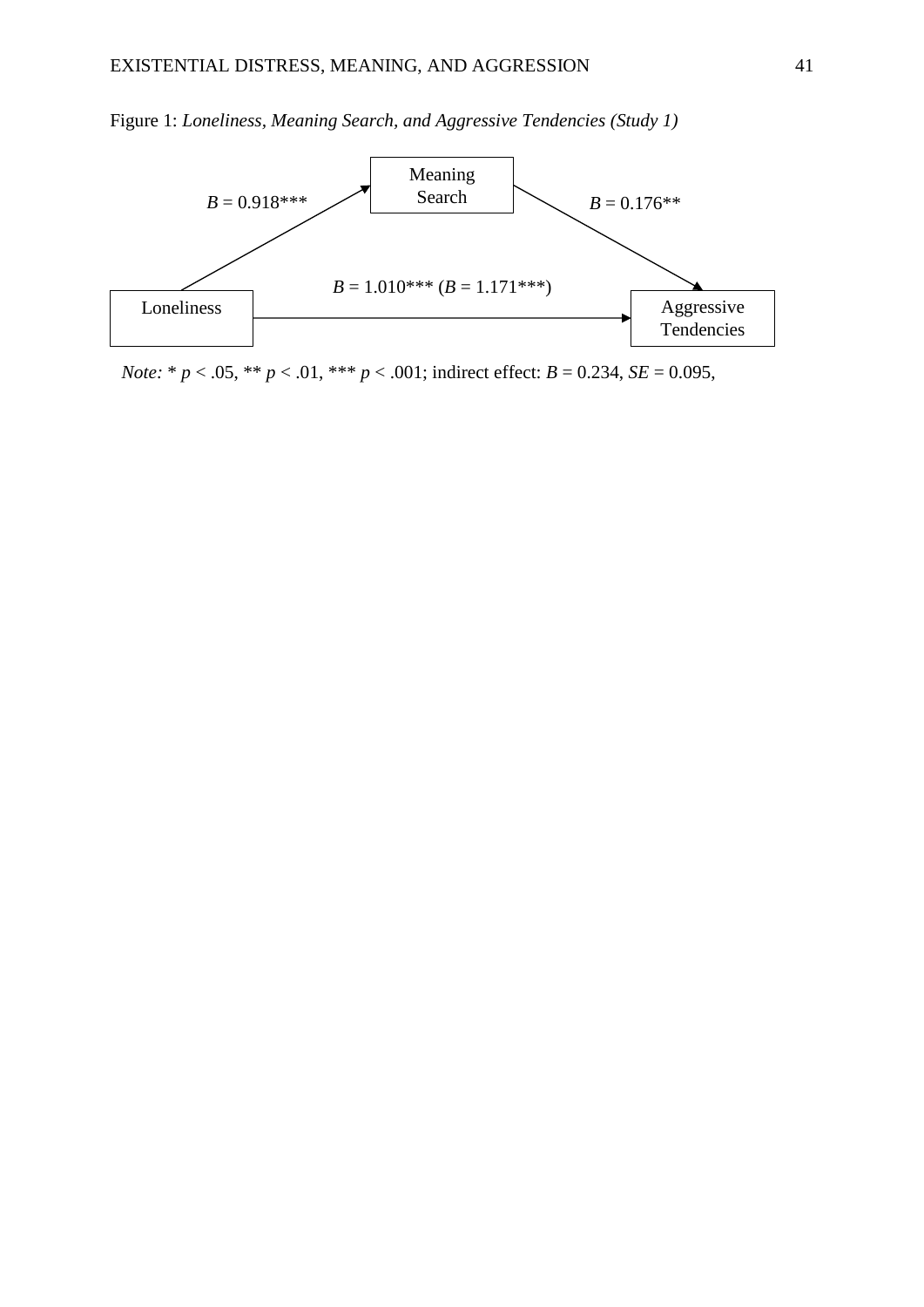Figure 1: *Loneliness, Meaning Search, and Aggressive Tendencies (Study 1)*

Meaning Search

$B = 0.918$***

$B = 0.176$**

$B = 1.010$*** ($B = 1.171$***)

Loneliness

Aggressive Tendencies

*Note:* * $p < .05$, ** $p < .01$, *** $p < .001$; indirect effect: $B = 0.234$, $SE = 0.095$,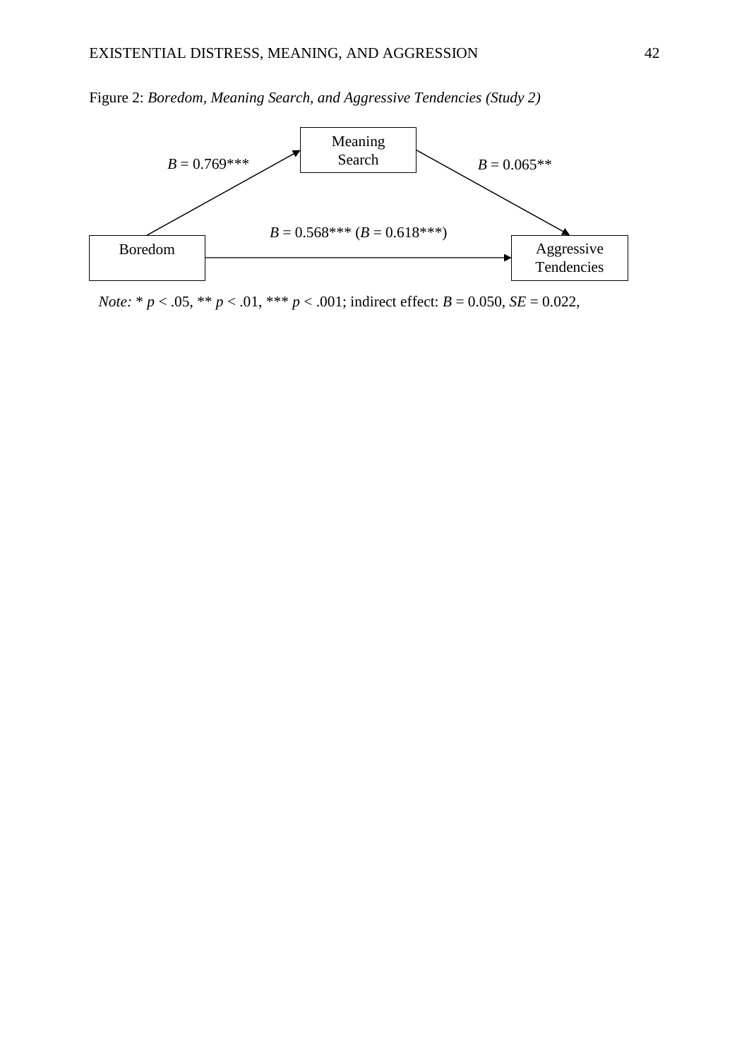Figure 2: *Boredom, Meaning Search, and Aggressive Tendencies (Study 2)*

Meaning Search

*B* = 0.769***

*B* = 0.065**

*B* = 0.568*** (*B* = 0.618***)

Boredom

Aggressive Tendencies

*Note:* * $p < .05$, ** $p < .01$, *** $p < .001$; indirect effect: *B* = 0.050, *SE* = 0.022,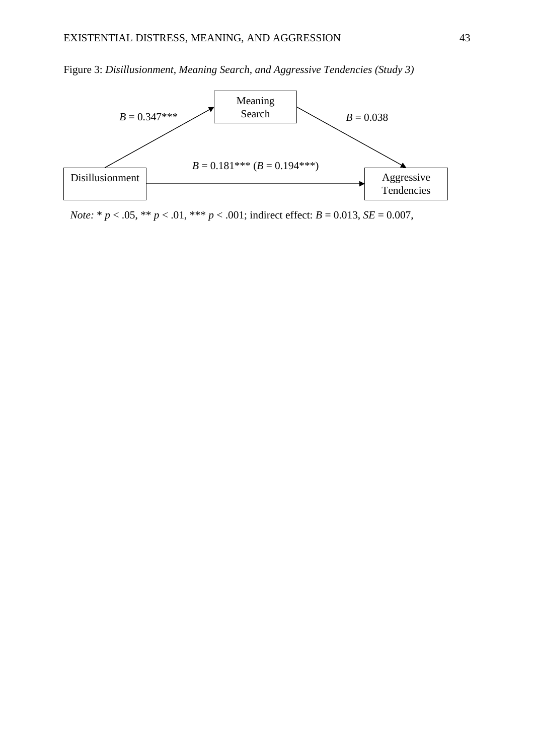Figure 3: *Disillusionment, Meaning Search, and Aggressive Tendencies (Study 3)*

Meaning Search

$B$ = 0.347***

$B$ = 0.038

$B$ = 0.181*** ($B$ = 0.194***)

Disillusionment

Aggressive Tendencies

*Note:* * $p < .05$, ** $p < .01$, *** $p < .001$; indirect effect: $B$ = 0.013, $SE$ = 0.007,